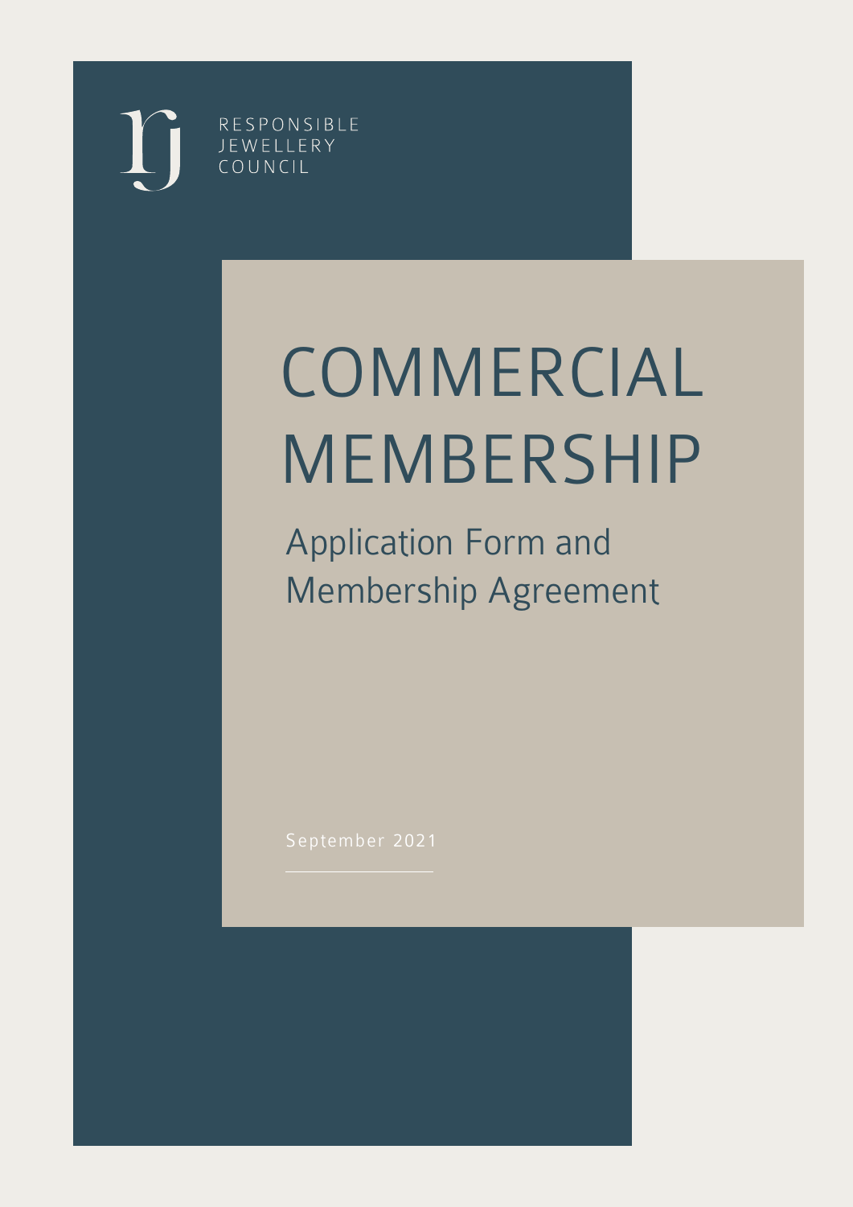RESPONSIBLE JEWELLERY COUNCIL

# COMMERCIAL MEMBERSHIP

## Application Form and Membership Agreement

September 2021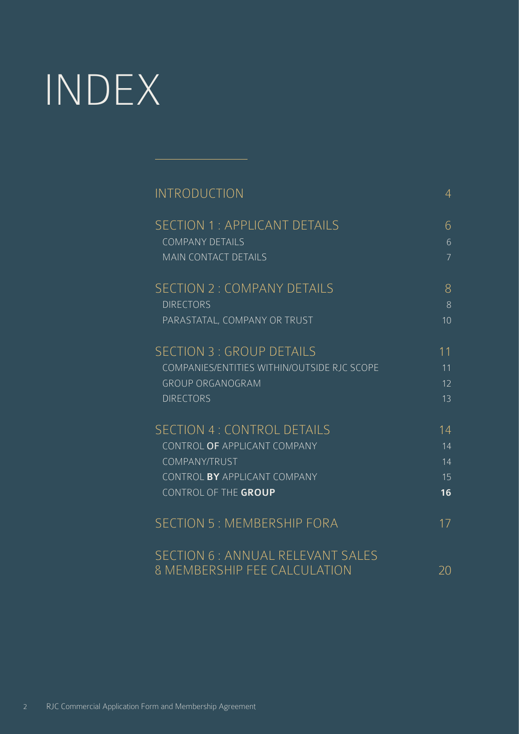# INDEX

| | |
|---|---|
| INTRODUCTION | 4 |
| SECTION 1 : APPLICANT DETAILS | 6 |
| COMPANY DETAILS | 6 |
| MAIN CONTACT DETAILS | 7 |
| SECTION 2 : COMPANY DETAILS | 8 |
| DIRECTORS | 8 |
| PARASTATAL, COMPANY OR TRUST | 10 |
| SECTION 3 : GROUP DETAILS | 11 |
| COMPANIES/ENTITIES WITHIN/OUTSIDE RJC SCOPE | 11 |
| GROUP ORGANOGRAM | 12 |
| DIRECTORS | 13 |
| SECTION 4 : CONTROL DETAILS | 14 |
| CONTROL **OF** APPLICANT COMPANY | 14 |
| COMPANY/TRUST | 14 |
| CONTROL **BY** APPLICANT COMPANY | 15 |
| CONTROL OF THE **GROUP** | **16** |
| SECTION 5 : MEMBERSHIP FORA | 17 |
| SECTION 6 : ANNUAL RELEVANT SALES & MEMBERSHIP FEE CALCULATION | 20 |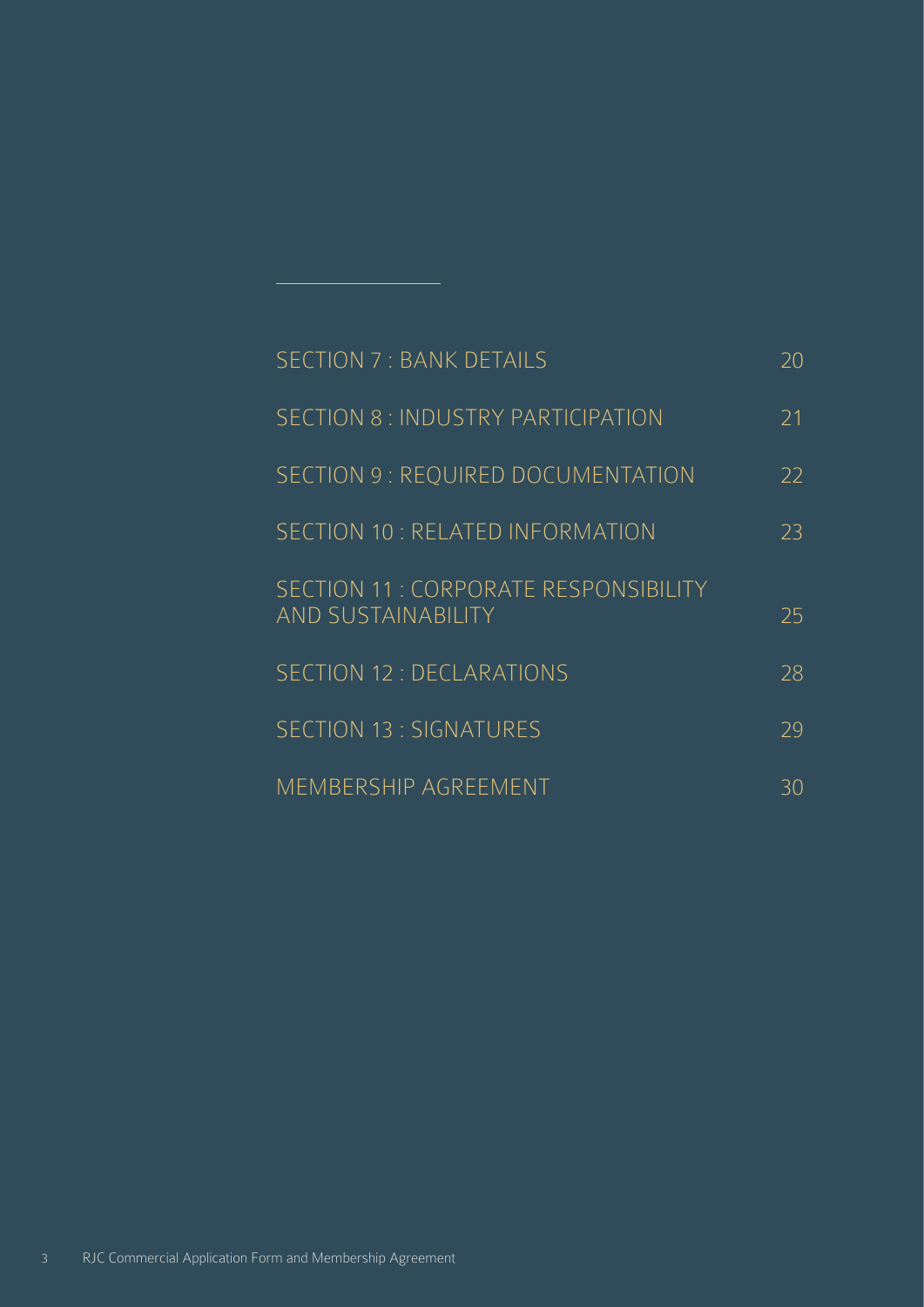| | |
|---|---|
| SECTION 7 : BANK DETAILS | 20 |
| SECTION 8 : INDUSTRY PARTICIPATION | 21 |
| SECTION 9 : REQUIRED DOCUMENTATION | 22 |
| SECTION 10 : RELATED INFORMATION | 23 |
| SECTION 11 : CORPORATE RESPONSIBILITY AND SUSTAINABILITY | 25 |
| SECTION 12 : DECLARATIONS | 28 |
| SECTION 13 : SIGNATURES | 29 |
| MEMBERSHIP AGREEMENT | 30 |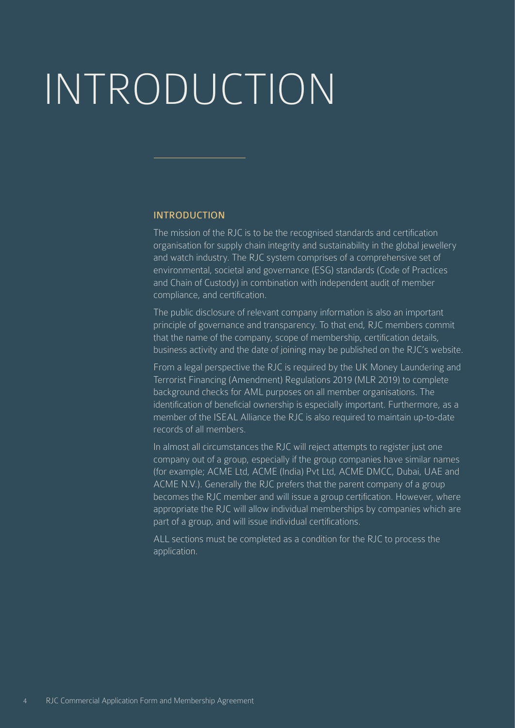# INTRODUCTION

## INTRODUCTION

The mission of the RJC is to be the recognised standards and certification organisation for supply chain integrity and sustainability in the global jewellery and watch industry. The RJC system comprises of a comprehensive set of environmental, societal and governance (ESG) standards (Code of Practices and Chain of Custody) in combination with independent audit of member compliance, and certification.

The public disclosure of relevant company information is also an important principle of governance and transparency. To that end, RJC members commit that the name of the company, scope of membership, certification details, business activity and the date of joining may be published on the RJC's website.

From a legal perspective the RJC is required by the UK Money Laundering and Terrorist Financing (Amendment) Regulations 2019 (MLR 2019) to complete background checks for AML purposes on all member organisations. The identification of beneficial ownership is especially important. Furthermore, as a member of the ISEAL Alliance the RJC is also required to maintain up-to-date records of all members.

In almost all circumstances the RJC will reject attempts to register just one company out of a group, especially if the group companies have similar names (for example; ACME Ltd, ACME (India) Pvt Ltd, ACME DMCC, Dubai, UAE and ACME N.V.). Generally the RJC prefers that the parent company of a group becomes the RJC member and will issue a group certification. However, where appropriate the RJC will allow individual memberships by companies which are part of a group, and will issue individual certifications.

ALL sections must be completed as a condition for the RJC to process the application.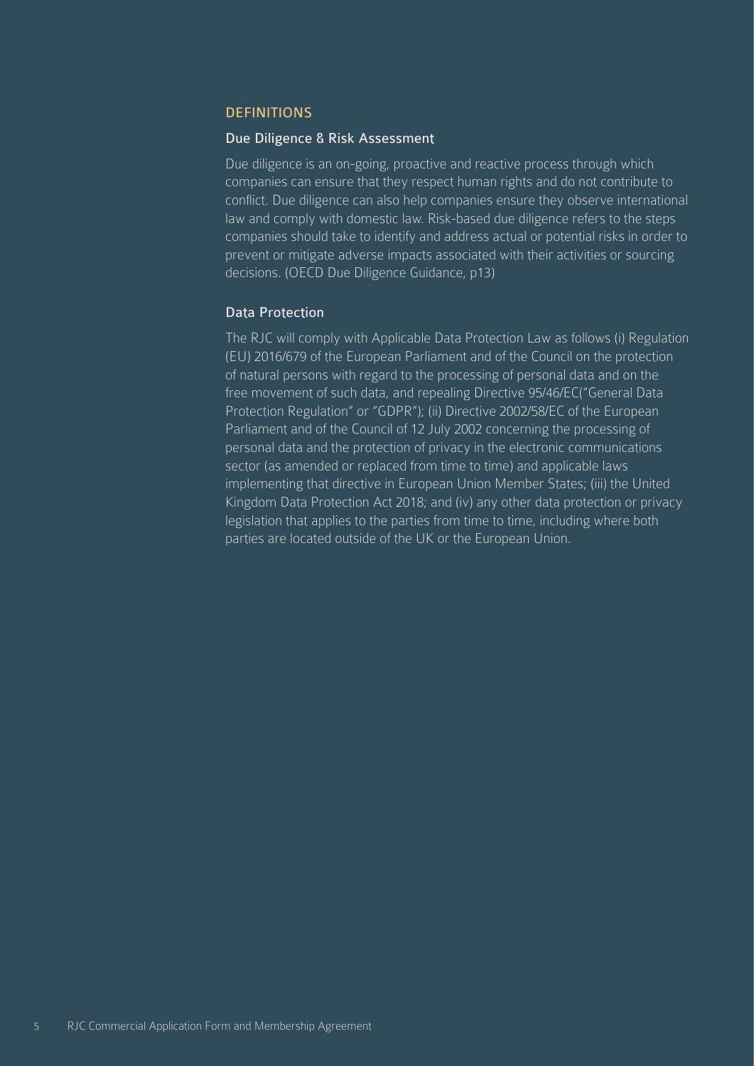## DEFINITIONS

### Due Diligence & Risk Assessment

Due diligence is an on-going, proactive and reactive process through which companies can ensure that they respect human rights and do not contribute to conflict. Due diligence can also help companies ensure they observe international law and comply with domestic law. Risk-based due diligence refers to the steps companies should take to identify and address actual or potential risks in order to prevent or mitigate adverse impacts associated with their activities or sourcing decisions. (OECD Due Diligence Guidance, p13)

### Data Protection

The RJC will comply with Applicable Data Protection Law as follows (i) Regulation (EU) 2016/679 of the European Parliament and of the Council on the protection of natural persons with regard to the processing of personal data and on the free movement of such data, and repealing Directive 95/46/EC("General Data Protection Regulation" or "GDPR"); (ii) Directive 2002/58/EC of the European Parliament and of the Council of 12 July 2002 concerning the processing of personal data and the protection of privacy in the electronic communications sector (as amended or replaced from time to time) and applicable laws implementing that directive in European Union Member States; (iii) the United Kingdom Data Protection Act 2018; and (iv) any other data protection or privacy legislation that applies to the parties from time to time, including where both parties are located outside of the UK or the European Union.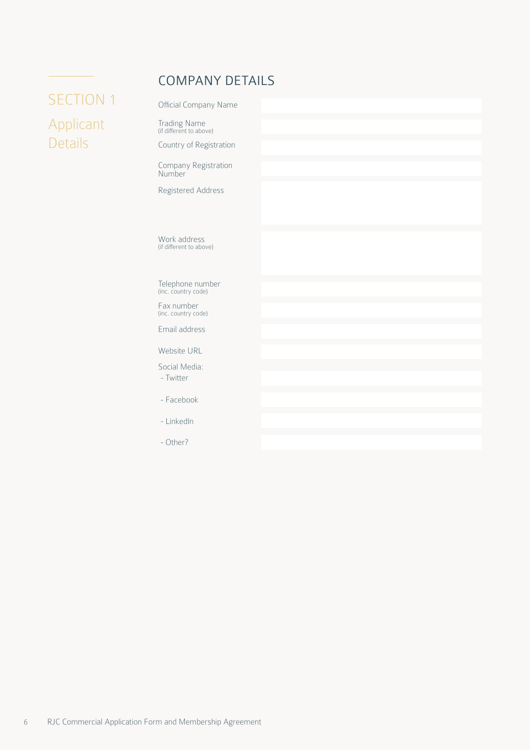# SECTION 1

## Applicant Details

### COMPANY DETAILS

| Field | |
|---|---|
| Official Company Name | |
| Trading Name (if different to above) | |
| Country of Registration | |
| Company Registration Number | |
| Registered Address | |
| Work address (if different to above) | |
| Telephone number (inc. country code) | |
| Fax number (inc. country code) | |
| Email address | |
| Website URL | |
| Social Media: | |
| - Twitter | |
| - Facebook | |
| - LinkedIn | |
| - Other? | |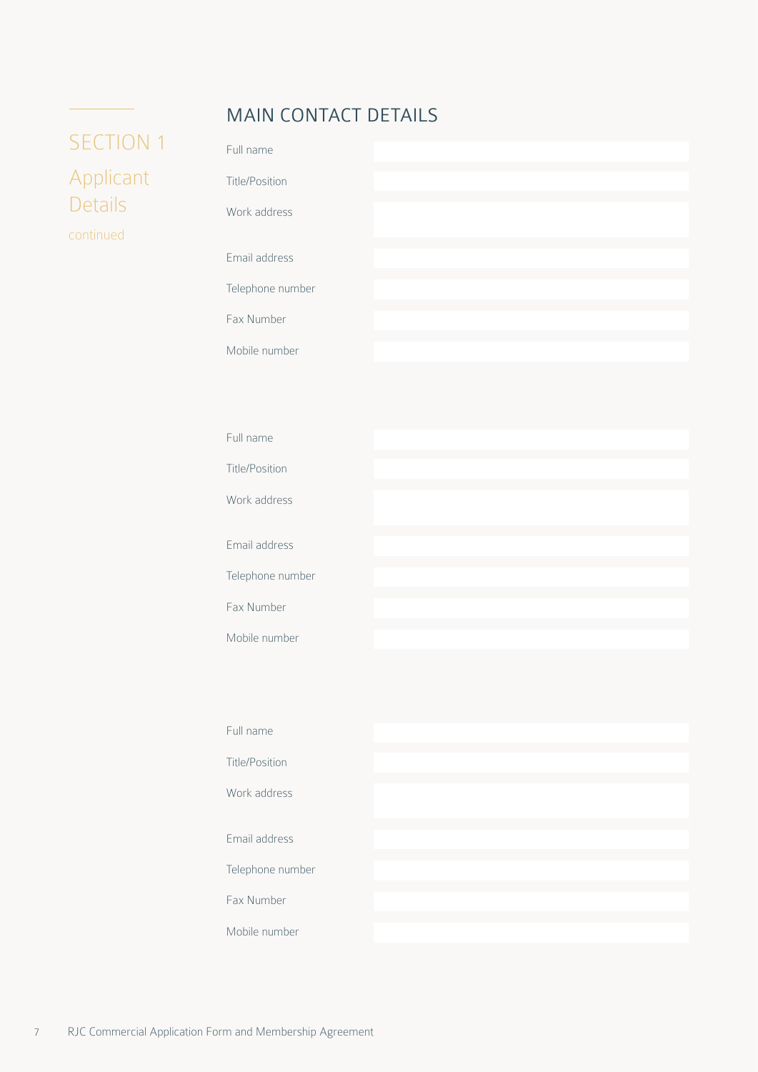# SECTION 1

## Applicant Details

continued

## MAIN CONTACT DETAILS

| | |
|---|---|
| Full name | |
| Title/Position | |
| Work address | |
| Email address | |
| Telephone number | |
| Fax Number | |
| Mobile number | |

| | |
|---|---|
| Full name | |
| Title/Position | |
| Work address | |
| Email address | |
| Telephone number | |
| Fax Number | |
| Mobile number | |

| | |
|---|---|
| Full name | |
| Title/Position | |
| Work address | |
| Email address | |
| Telephone number | |
| Fax Number | |
| Mobile number | |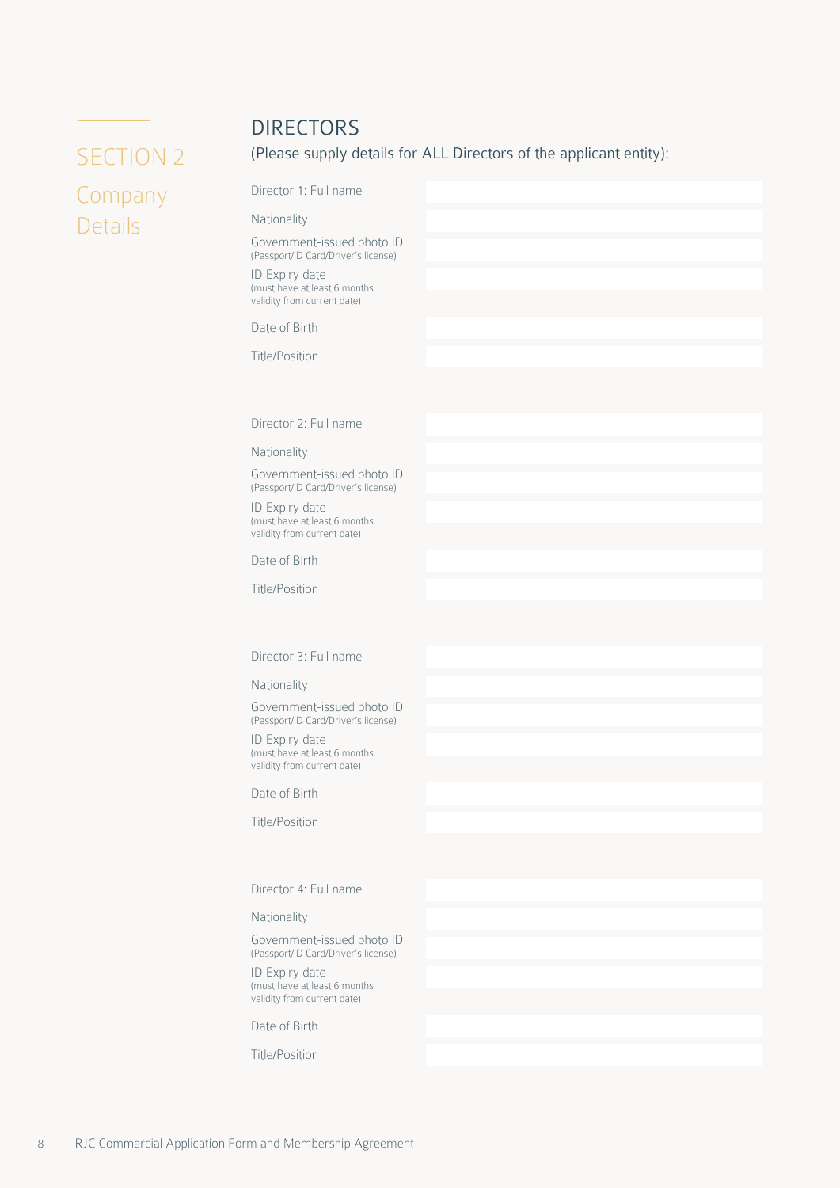## SECTION 2

## Company Details

### DIRECTORS

(Please supply details for ALL Directors of the applicant entity):

| | |
|---|---|
| Director 1: Full name | |
| Nationality | |
| Government-issued photo ID (Passport/ID Card/Driver's license) | |
| ID Expiry date (must have at least 6 months validity from current date) | |
| Date of Birth | |
| Title/Position | |

| | |
|---|---|
| Director 2: Full name | |
| Nationality | |
| Government-issued photo ID (Passport/ID Card/Driver's license) | |
| ID Expiry date (must have at least 6 months validity from current date) | |
| Date of Birth | |
| Title/Position | |

| | |
|---|---|
| Director 3: Full name | |
| Nationality | |
| Government-issued photo ID (Passport/ID Card/Driver's license) | |
| ID Expiry date (must have at least 6 months validity from current date) | |
| Date of Birth | |
| Title/Position | |

| | |
|---|---|
| Director 4: Full name | |
| Nationality | |
| Government-issued photo ID (Passport/ID Card/Driver's license) | |
| ID Expiry date (must have at least 6 months validity from current date) | |
| Date of Birth | |
| Title/Position | |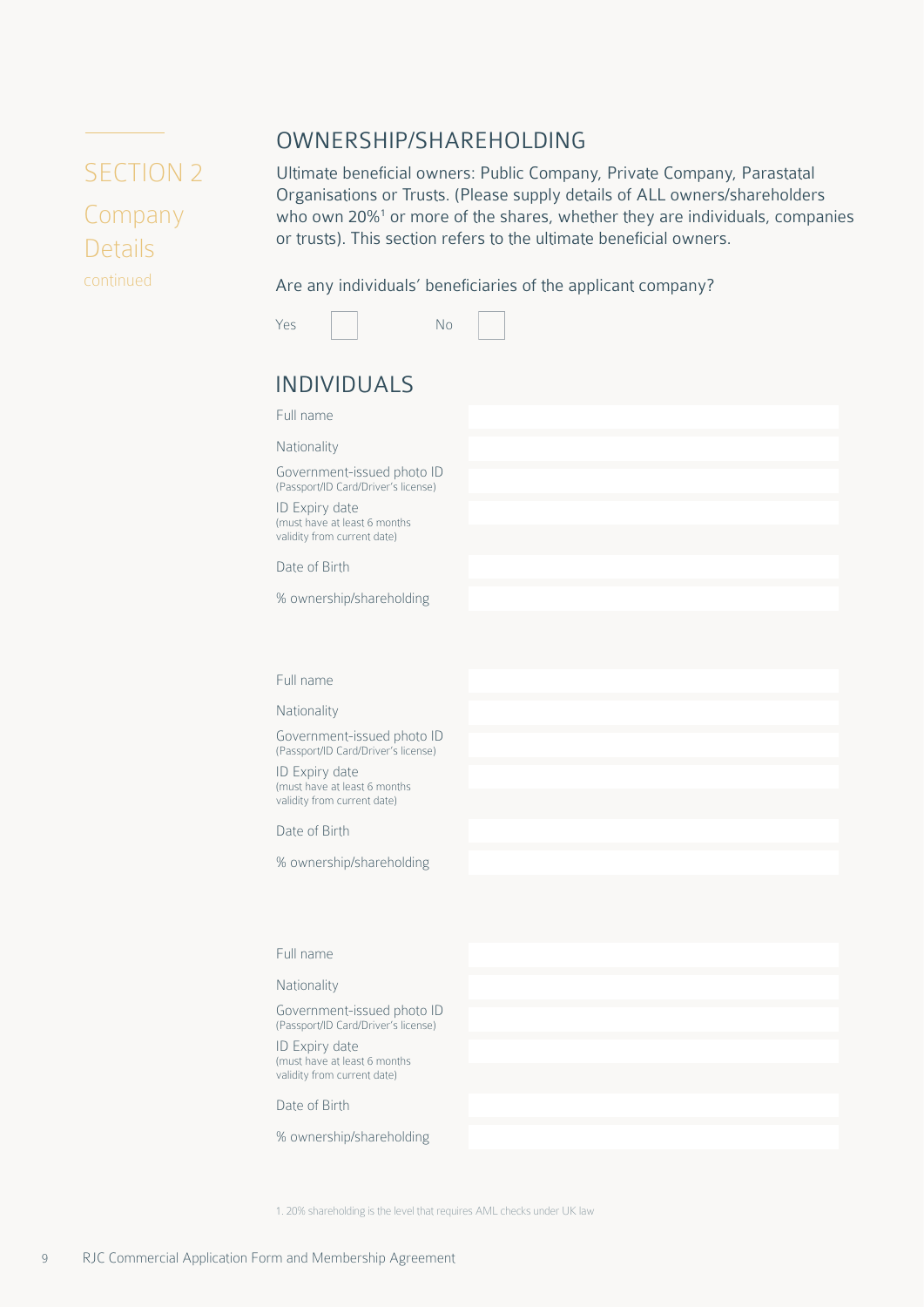SECTION 2

Company Details

continued

## OWNERSHIP/SHAREHOLDING

Ultimate beneficial owners: Public Company, Private Company, Parastatal Organisations or Trusts. (Please supply details of ALL owners/shareholders who own 20%[1] or more of the shares, whether they are individuals, companies or trusts). This section refers to the ultimate beneficial owners.

Are any individuals' beneficiaries of the applicant company?

Yes ☐ No ☐

## INDIVIDUALS

| | |
|---|---|
| Full name | |
| Nationality | |
| Government-issued photo ID (Passport/ID Card/Driver's license) | |
| ID Expiry date (must have at least 6 months validity from current date) | |
| Date of Birth | |
| % ownership/shareholding | |

| | |
|---|---|
| Full name | |
| Nationality | |
| Government-issued photo ID (Passport/ID Card/Driver's license) | |
| ID Expiry date (must have at least 6 months validity from current date) | |
| Date of Birth | |
| % ownership/shareholding | |

| | |
|---|---|
| Full name | |
| Nationality | |
| Government-issued photo ID (Passport/ID Card/Driver's license) | |
| ID Expiry date (must have at least 6 months validity from current date) | |
| Date of Birth | |
| % ownership/shareholding | |

1. 20% shareholding is the level that requires AML checks under UK law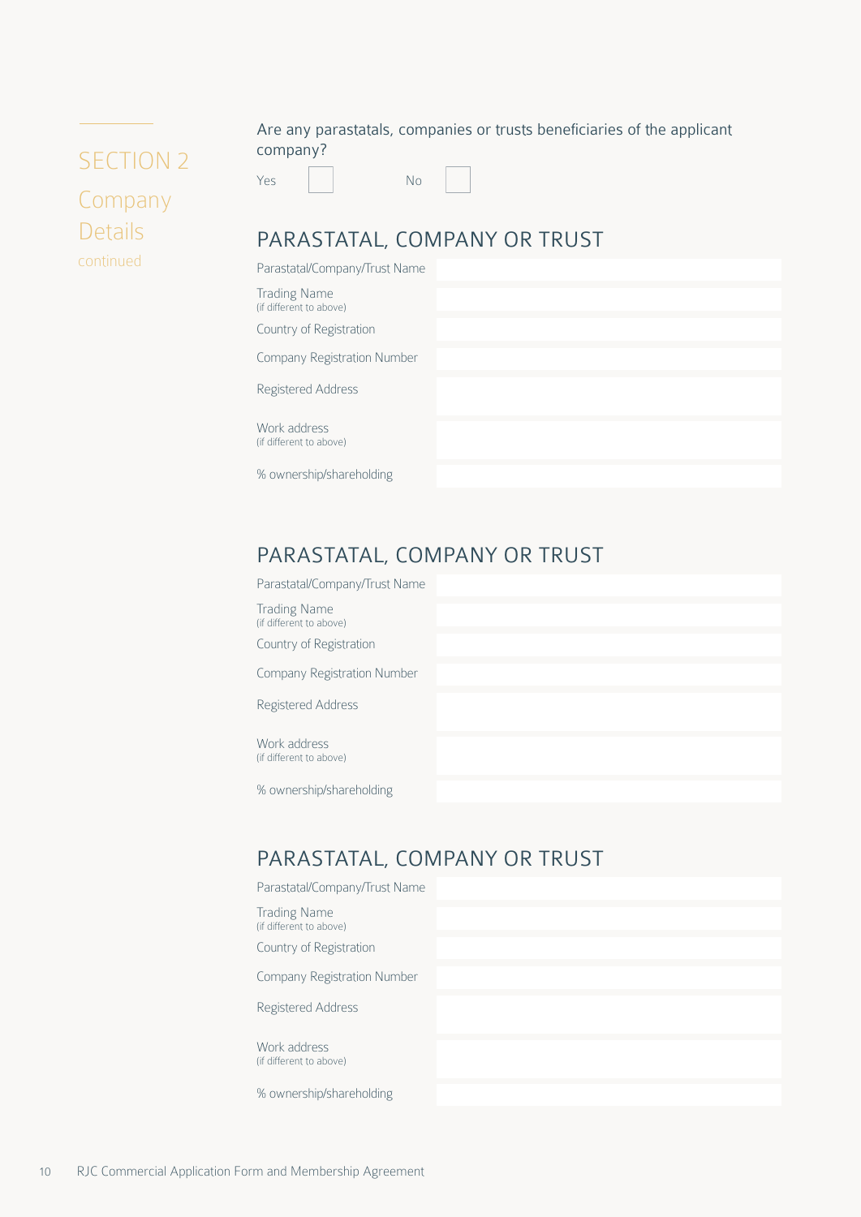## SECTION 2

### Company Details

continued

Are any parastatals, companies or trusts beneficiaries of the applicant company?

Yes ☐ No ☐

### PARASTATAL, COMPANY OR TRUST

| | |
|---|---|
| Parastatal/Company/Trust Name | |
| Trading Name (if different to above) | |
| Country of Registration | |
| Company Registration Number | |
| Registered Address | |
| Work address (if different to above) | |
| % ownership/shareholding | |

### PARASTATAL, COMPANY OR TRUST

| | |
|---|---|
| Parastatal/Company/Trust Name | |
| Trading Name (if different to above) | |
| Country of Registration | |
| Company Registration Number | |
| Registered Address | |
| Work address (if different to above) | |
| % ownership/shareholding | |

### PARASTATAL, COMPANY OR TRUST

| | |
|---|---|
| Parastatal/Company/Trust Name | |
| Trading Name (if different to above) | |
| Country of Registration | |
| Company Registration Number | |
| Registered Address | |
| Work address (if different to above) | |
| % ownership/shareholding | |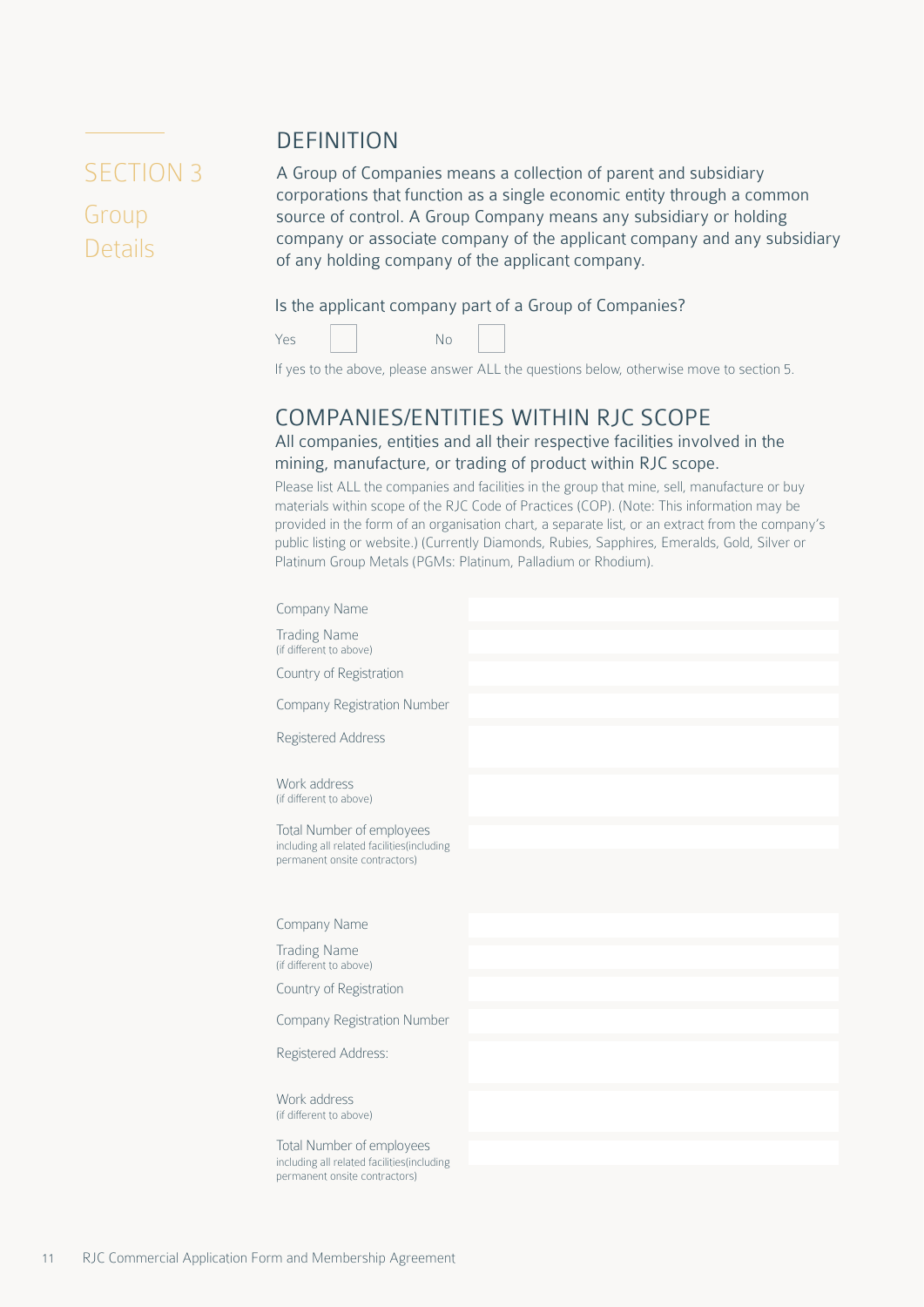# SECTION 3

## Group Details

### DEFINITION

A Group of Companies means a collection of parent and subsidiary corporations that function as a single economic entity through a common source of control. A Group Company means any subsidiary or holding company or associate company of the applicant company and any subsidiary of any holding company of the applicant company.

Is the applicant company part of a Group of Companies?

Yes ☐ No ☐

If yes to the above, please answer ALL the questions below, otherwise move to section 5.

### COMPANIES/ENTITIES WITHIN RJC SCOPE

All companies, entities and all their respective facilities involved in the mining, manufacture, or trading of product within RJC scope.

Please list ALL the companies and facilities in the group that mine, sell, manufacture or buy materials within scope of the RJC Code of Practices (COP). (Note: This information may be provided in the form of an organisation chart, a separate list, or an extract from the company's public listing or website.) (Currently Diamonds, Rubies, Sapphires, Emeralds, Gold, Silver or Platinum Group Metals (PGMs: Platinum, Palladium or Rhodium).

| | |
|---|---|
| Company Name | |
| Trading Name (if different to above) | |
| Country of Registration | |
| Company Registration Number | |
| Registered Address | |
| Work address (if different to above) | |
| Total Number of employees including all related facilities(including permanent onsite contractors) | |

| | |
|---|---|
| Company Name | |
| Trading Name (if different to above) | |
| Country of Registration | |
| Company Registration Number | |
| Registered Address: | |
| Work address (if different to above) | |
| Total Number of employees including all related facilities(including permanent onsite contractors) | |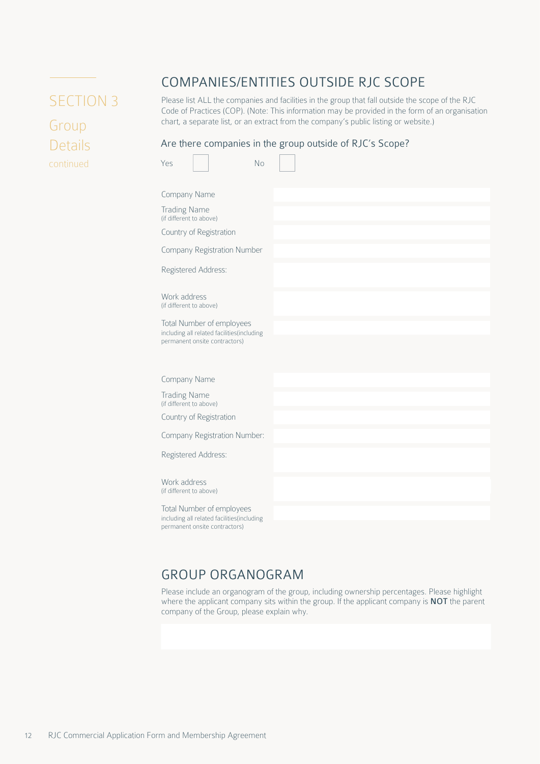SECTION 3

Group Details

continued

## COMPANIES/ENTITIES OUTSIDE RJC SCOPE

Please list ALL the companies and facilities in the group that fall outside the scope of the RJC Code of Practices (COP). (Note: This information may be provided in the form of an organisation chart, a separate list, or an extract from the company's public listing or website.)

### Are there companies in the group outside of RJC's Scope?

Yes ☐ No ☐

| | |
|---|---|
| Company Name | |
| Trading Name (if different to above) | |
| Country of Registration | |
| Company Registration Number | |
| Registered Address: | |
| Work address (if different to above) | |
| Total Number of employees including all related facilities(including permanent onsite contractors) | |

| | |
|---|---|
| Company Name | |
| Trading Name (if different to above) | |
| Country of Registration | |
| Company Registration Number: | |
| Registered Address: | |
| Work address (if different to above) | |
| Total Number of employees including all related facilities(including permanent onsite contractors) | |

## GROUP ORGANOGRAM

Please include an organogram of the group, including ownership percentages. Please highlight where the applicant company sits within the group. If the applicant company is **NOT** the parent company of the Group, please explain why.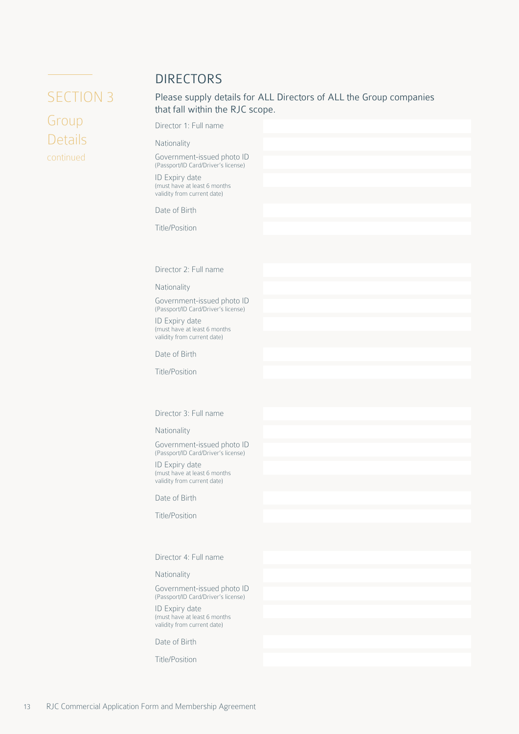SECTION 3

Group Details

continued

## DIRECTORS

Please supply details for ALL Directors of ALL the Group companies that fall within the RJC scope.

| | |
|---|---|
| Director 1: Full name | |
| Nationality | |
| Government-issued photo ID (Passport/ID Card/Driver's license) | |
| ID Expiry date (must have at least 6 months validity from current date) | |
| Date of Birth | |
| Title/Position | |

| | |
|---|---|
| Director 2: Full name | |
| Nationality | |
| Government-issued photo ID (Passport/ID Card/Driver's license) | |
| ID Expiry date (must have at least 6 months validity from current date) | |
| Date of Birth | |
| Title/Position | |

| | |
|---|---|
| Director 3: Full name | |
| Nationality | |
| Government-issued photo ID (Passport/ID Card/Driver's license) | |
| ID Expiry date (must have at least 6 months validity from current date) | |
| Date of Birth | |
| Title/Position | |

| | |
|---|---|
| Director 4: Full name | |
| Nationality | |
| Government-issued photo ID (Passport/ID Card/Driver's license) | |
| ID Expiry date (must have at least 6 months validity from current date) | |
| Date of Birth | |
| Title/Position | |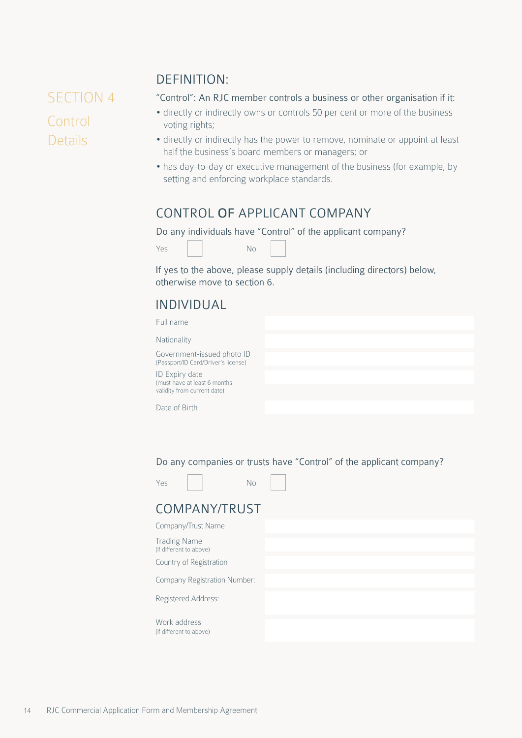# SECTION 4

## Control Details

## DEFINITION:

"Control": An RJC member controls a business or other organisation if it:

- directly or indirectly owns or controls 50 per cent or more of the business voting rights;
- directly or indirectly has the power to remove, nominate or appoint at least half the business's board members or managers; or
- has day-to-day or executive management of the business (for example, by setting and enforcing workplace standards.

## CONTROL OF APPLICANT COMPANY

Do any individuals have "Control" of the applicant company?

Yes ☐ No ☐

If yes to the above, please supply details (including directors) below, otherwise move to section 6.

## INDIVIDUAL

| | |
|---|---|
| Full name | |
| Nationality | |
| Government-issued photo ID (Passport/ID Card/Driver's license) | |
| ID Expiry date (must have at least 6 months validity from current date) | |
| Date of Birth | |

Do any companies or trusts have "Control" of the applicant company?

Yes ☐ No ☐

## COMPANY/TRUST

| | |
|---|---|
| Company/Trust Name | |
| Trading Name (if different to above) | |
| Country of Registration | |
| Company Registration Number: | |
| Registered Address: | |
| Work address (if different to above) | |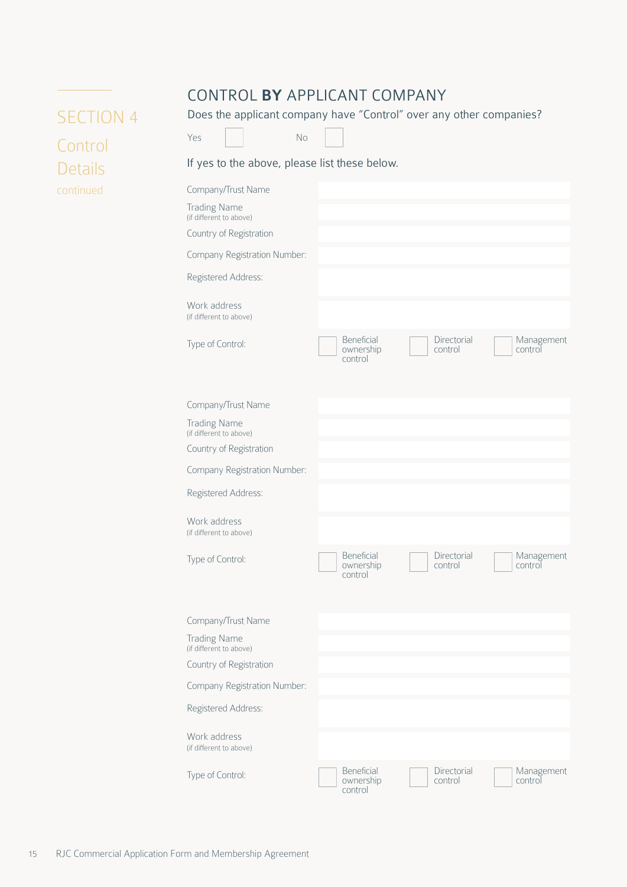# SECTION 4

## Control Details

continued

## CONTROL **BY** APPLICANT COMPANY

Does the applicant company have “Control” over any other companies?

Yes ☐ No ☐

If yes to the above, please list these below.

| | |
|---|---|
| Company/Trust Name | |
| Trading Name (if different to above) | |
| Country of Registration | |
| Company Registration Number: | |
| Registered Address: | |
| Work address (if different to above) | |
| Type of Control: | ☐ Beneficial ownership control ☐ Directorial control ☐ Management control |

| | |
|---|---|
| Company/Trust Name | |
| Trading Name (if different to above) | |
| Country of Registration | |
| Company Registration Number: | |
| Registered Address: | |
| Work address (if different to above) | |
| Type of Control: | ☐ Beneficial ownership control ☐ Directorial control ☐ Management control |

| | |
|---|---|
| Company/Trust Name | |
| Trading Name (if different to above) | |
| Country of Registration | |
| Company Registration Number: | |
| Registered Address: | |
| Work address (if different to above) | |
| Type of Control: | ☐ Beneficial ownership control ☐ Directorial control ☐ Management control |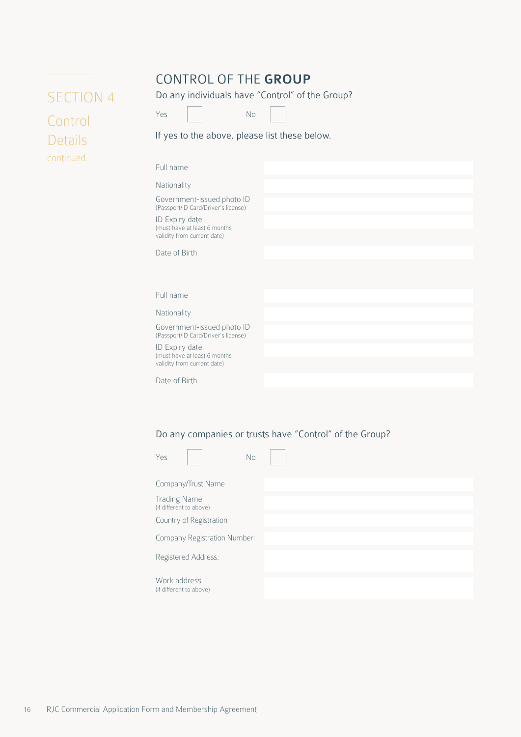SECTION 4

Control Details

continued

## CONTROL OF THE **GROUP**

Do any individuals have "Control" of the Group?

Yes ☐ No ☐

If yes to the above, please list these below.

| | |
|---|---|
| Full name | |
| Nationality | |
| Government-issued photo ID (Passport/ID Card/Driver's license) | |
| ID Expiry date (must have at least 6 months validity from current date) | |
| Date of Birth | |

| | |
|---|---|
| Full name | |
| Nationality | |
| Government-issued photo ID (Passport/ID Card/Driver's license) | |
| ID Expiry date (must have at least 6 months validity from current date) | |
| Date of Birth | |

Do any companies or trusts have "Control" of the Group?

Yes ☐ No ☐

| | |
|---|---|
| Company/Trust Name | |
| Trading Name (if different to above) | |
| Country of Registration | |
| Company Registration Number: | |
| Registered Address: | |
| Work address (if different to above) | |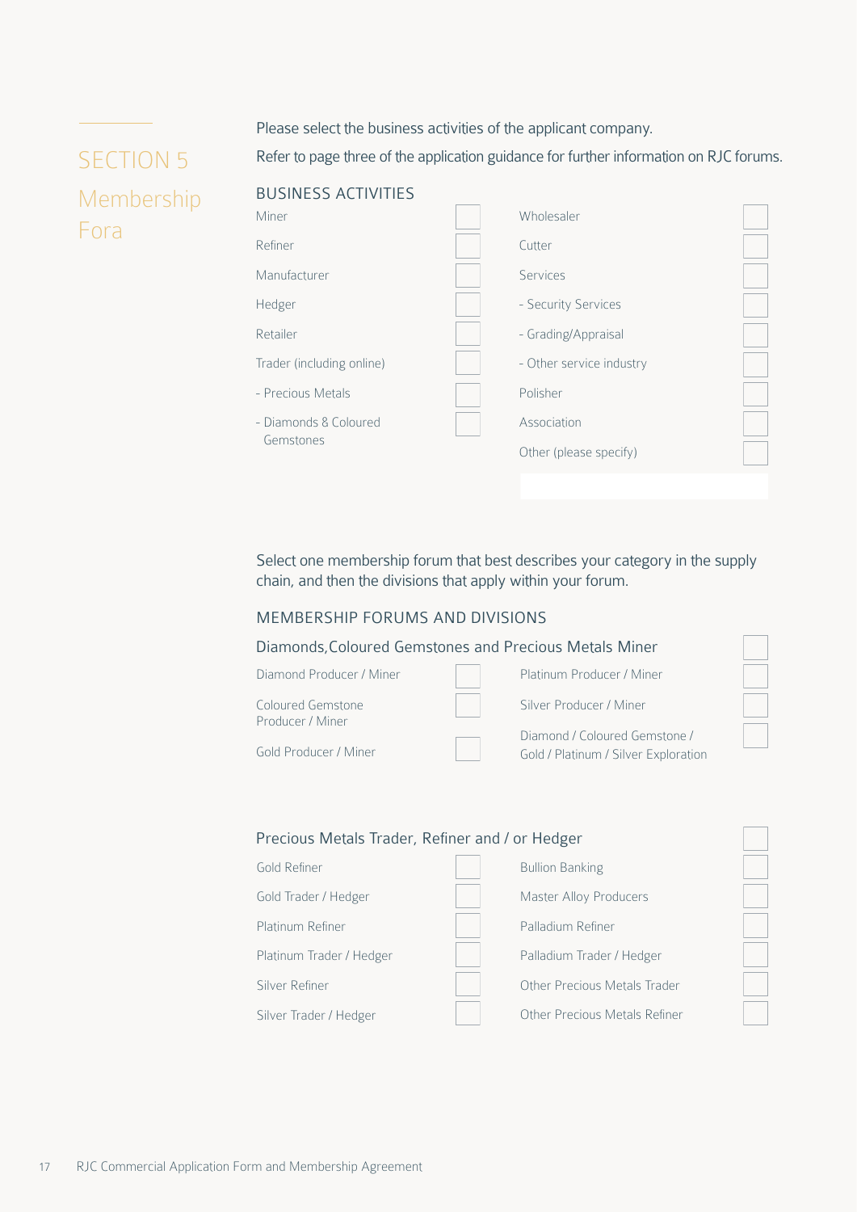# SECTION 5

## Membership Fora

Please select the business activities of the applicant company.

Refer to page three of the application guidance for further information on RJC forums.

### BUSINESS ACTIVITIES

| | | | |
|---|---|---|---|
| Miner | ☐ | Wholesaler | ☐ |
| Refiner | ☐ | Cutter | ☐ |
| Manufacturer | ☐ | Services | ☐ |
| Hedger | ☐ | - Security Services | ☐ |
| Retailer | ☐ | - Grading/Appraisal | ☐ |
| Trader (including online) | ☐ | - Other service industry | ☐ |
| - Precious Metals | ☐ | Polisher | ☐ |
| - Diamonds & Coloured Gemstones | ☐ | Association | ☐ |
| | | Other (please specify) | ☐ |

Select one membership forum that best describes your category in the supply chain, and then the divisions that apply within your forum.

### MEMBERSHIP FORUMS AND DIVISIONS

**Diamonds, Coloured Gemstones and Precious Metals Miner** ☐

| | | | |
|---|---|---|---|
| Diamond Producer / Miner | ☐ | Platinum Producer / Miner | ☐ |
| Coloured Gemstone Producer / Miner | ☐ | Silver Producer / Miner | ☐ |
| Gold Producer / Miner | ☐ | Diamond / Coloured Gemstone / Gold / Platinum / Silver Exploration | ☐ |

**Precious Metals Trader, Refiner and / or Hedger** ☐

| | | | |
|---|---|---|---|
| Gold Refiner | ☐ | Bullion Banking | ☐ |
| Gold Trader / Hedger | ☐ | Master Alloy Producers | ☐ |
| Platinum Refiner | ☐ | Palladium Refiner | ☐ |
| Platinum Trader / Hedger | ☐ | Palladium Trader / Hedger | ☐ |
| Silver Refiner | ☐ | Other Precious Metals Trader | ☐ |
| Silver Trader / Hedger | ☐ | Other Precious Metals Refiner | ☐ |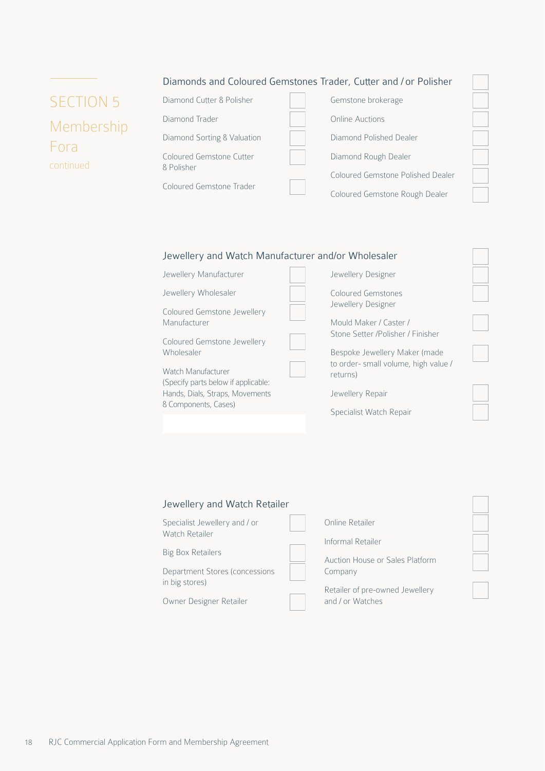# SECTION 5

## Membership Fora

continued

### Diamonds and Coloured Gemstones Trader, Cutter and / or Polisher ☐

- Diamond Cutter & Polisher ☐
- Diamond Trader ☐
- Diamond Sorting & Valuation ☐
- Coloured Gemstone Cutter & Polisher ☐
- Coloured Gemstone Trader ☐
- Gemstone brokerage ☐
- Online Auctions ☐
- Diamond Polished Dealer ☐
- Diamond Rough Dealer ☐
- Coloured Gemstone Polished Dealer ☐
- Coloured Gemstone Rough Dealer ☐

### Jewellery and Watch Manufacturer and/or Wholesaler ☐

- Jewellery Manufacturer ☐
- Jewellery Wholesaler ☐
- Coloured Gemstone Jewellery Manufacturer ☐
- Coloured Gemstone Jewellery Wholesaler ☐
- Watch Manufacturer (Specify parts below if applicable: Hands, Dials, Straps, Movements & Components, Cases) ☐
- Jewellery Designer ☐
- Coloured Gemstones Jewellery Designer ☐
- Mould Maker / Caster / Stone Setter /Polisher / Finisher ☐
- Bespoke Jewellery Maker (made to order- small volume, high value / returns) ☐
- Jewellery Repair ☐
- Specialist Watch Repair ☐

### Jewellery and Watch Retailer ☐

- Specialist Jewellery and / or Watch Retailer ☐
- Big Box Retailers ☐
- Department Stores (concessions in big stores) ☐
- Owner Designer Retailer ☐
- Online Retailer ☐
- Informal Retailer ☐
- Auction House or Sales Platform Company ☐
- Retailer of pre-owned Jewellery and / or Watches ☐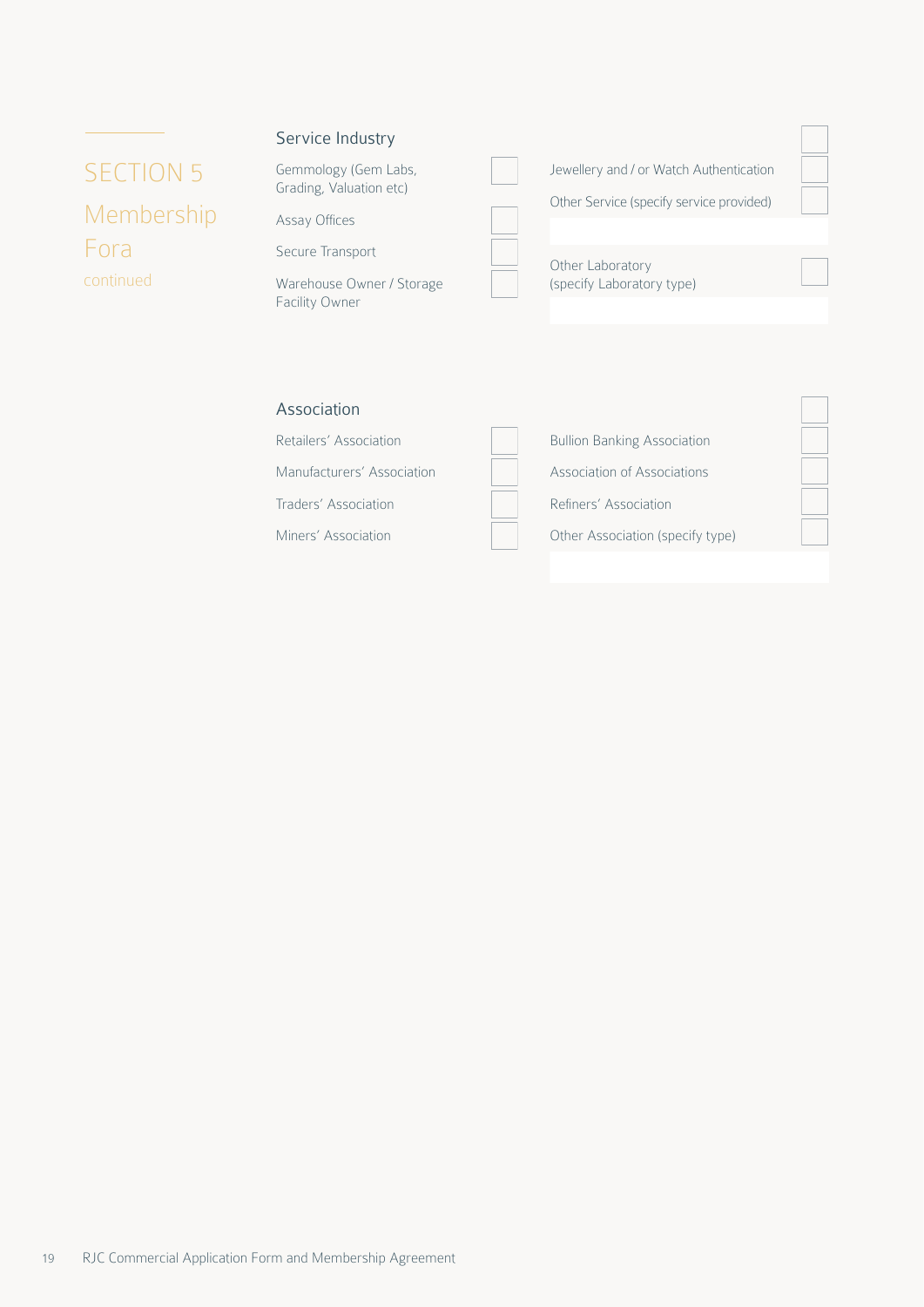# SECTION 5

## Membership Fora

continued

### Service Industry

- Gemmology (Gem Labs, Grading, Valuation etc) ☐
- Assay Offices ☐
- Secure Transport ☐
- Warehouse Owner / Storage Facility Owner ☐
- Jewellery and / or Watch Authentication ☐
- Other Service (specify service provided) ☐
- Other Laboratory (specify Laboratory type) ☐

### Association

- Retailers' Association ☐
- Manufacturers' Association ☐
- Traders' Association ☐
- Miners' Association ☐
- Bullion Banking Association ☐
- Association of Associations ☐
- Refiners' Association ☐
- Other Association (specify type) ☐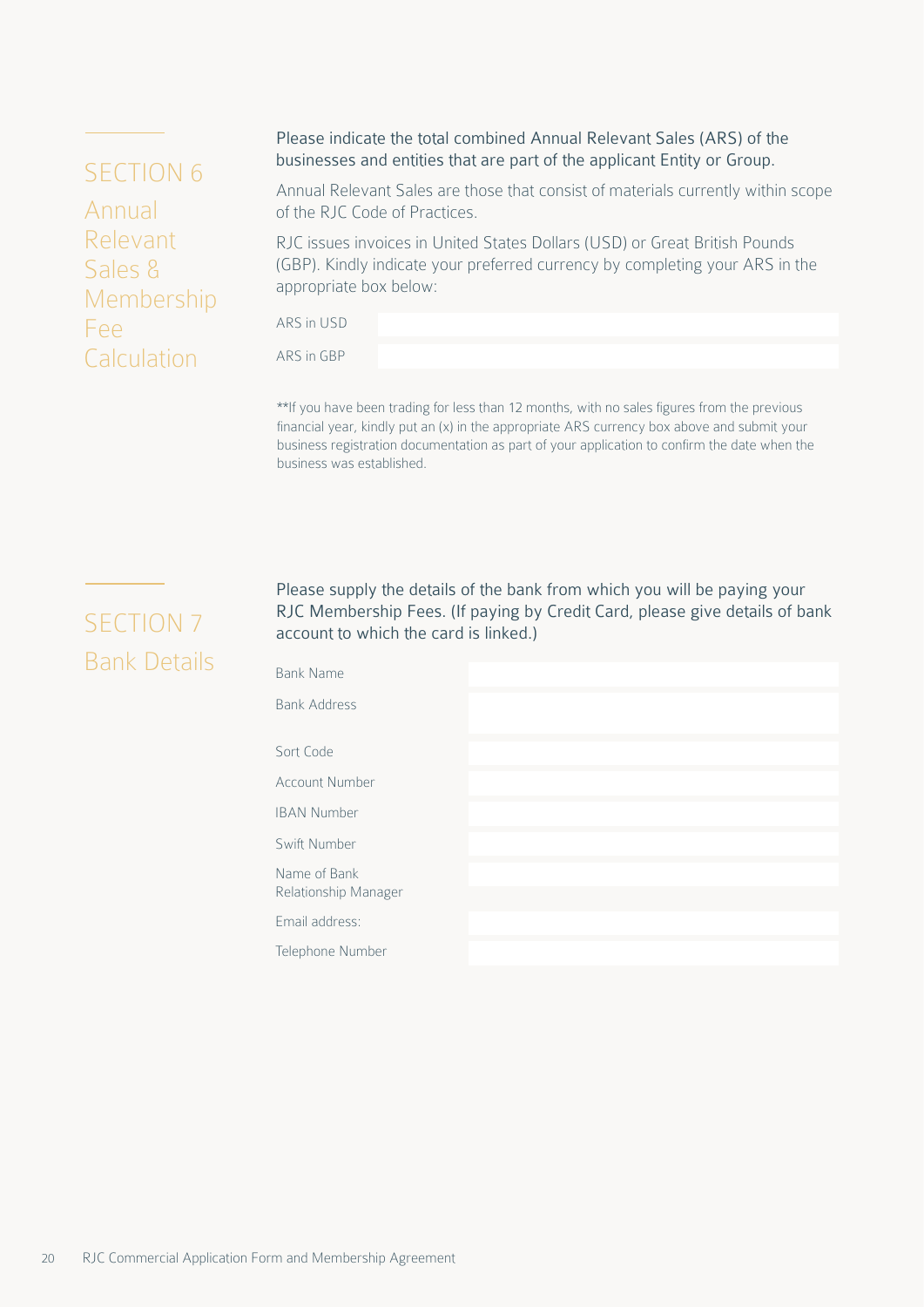## SECTION 6 Annual Relevant Sales & Membership Fee Calculation

Please indicate the total combined Annual Relevant Sales (ARS) of the businesses and entities that are part of the applicant Entity or Group.

Annual Relevant Sales are those that consist of materials currently within scope of the RJC Code of Practices.

RJC issues invoices in United States Dollars (USD) or Great British Pounds (GBP). Kindly indicate your preferred currency by completing your ARS in the appropriate box below:

| | |
|---|---|
| ARS in USD | |
| ARS in GBP | |

**If you have been trading for less than 12 months, with no sales figures from the previous financial year, kindly put an (x) in the appropriate ARS currency box above and submit your business registration documentation as part of your application to confirm the date when the business was established.

## SECTION 7 Bank Details

Please supply the details of the bank from which you will be paying your RJC Membership Fees. (If paying by Credit Card, please give details of bank account to which the card is linked.)

| | |
|---|---|
| Bank Name | |
| Bank Address | |
| Sort Code | |
| Account Number | |
| IBAN Number | |
| Swift Number | |
| Name of Bank Relationship Manager | |
| Email address: | |
| Telephone Number | |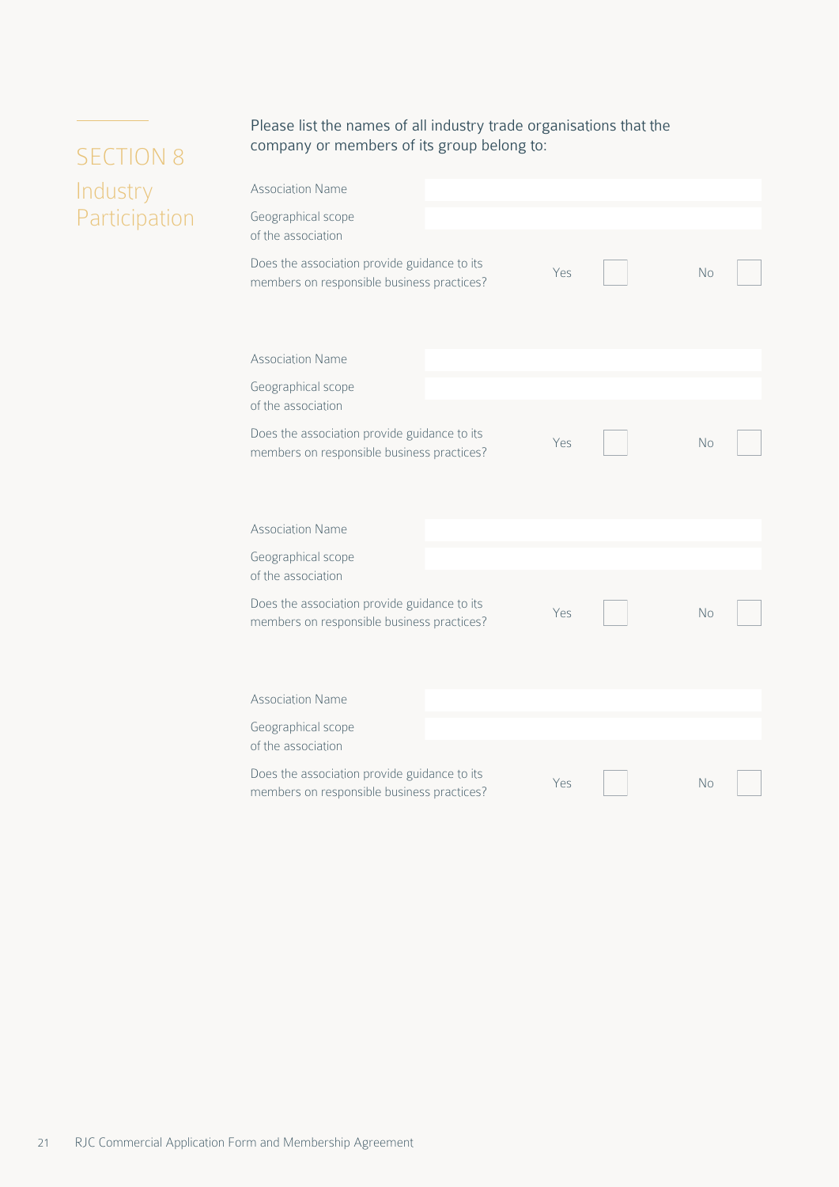# SECTION 8

## Industry Participation

Please list the names of all industry trade organisations that the company or members of its group belong to:

| | | | | |
|---|---|---|---|---|
| Association Name | | | | |
| Geographical scope of the association | | | | |
| Does the association provide guidance to its members on responsible business practices? | Yes | ☐ | No | ☐ |

| | | | | |
|---|---|---|---|---|
| Association Name | | | | |
| Geographical scope of the association | | | | |
| Does the association provide guidance to its members on responsible business practices? | Yes | ☐ | No | ☐ |

| | | | | |
|---|---|---|---|---|
| Association Name | | | | |
| Geographical scope of the association | | | | |
| Does the association provide guidance to its members on responsible business practices? | Yes | ☐ | No | ☐ |

| | | | | |
|---|---|---|---|---|
| Association Name | | | | |
| Geographical scope of the association | | | | |
| Does the association provide guidance to its members on responsible business practices? | Yes | ☐ | No | ☐ |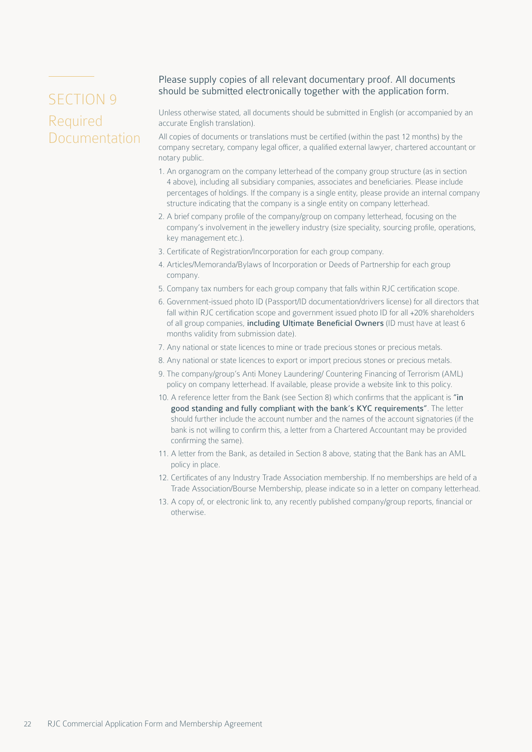# SECTION 9

## Required Documentation

Please supply copies of all relevant documentary proof. All documents should be submitted electronically together with the application form.

Unless otherwise stated, all documents should be submitted in English (or accompanied by an accurate English translation).

All copies of documents or translations must be certified (within the past 12 months) by the company secretary, company legal officer, a qualified external lawyer, chartered accountant or notary public.

1. An organogram on the company letterhead of the company group structure (as in section 4 above), including all subsidiary companies, associates and beneficiaries. Please include percentages of holdings. If the company is a single entity, please provide an internal company structure indicating that the company is a single entity on company letterhead.
2. A brief company profile of the company/group on company letterhead, focusing on the company's involvement in the jewellery industry (size speciality, sourcing profile, operations, key management etc.).
3. Certificate of Registration/Incorporation for each group company.
4. Articles/Memoranda/Bylaws of Incorporation or Deeds of Partnership for each group company.
5. Company tax numbers for each group company that falls within RJC certification scope.
6. Government-issued photo ID (Passport/ID documentation/drivers license) for all directors that fall within RJC certification scope and government issued photo ID for all +20% shareholders of all group companies, **including Ultimate Beneficial Owners** (ID must have at least 6 months validity from submission date).
7. Any national or state licences to mine or trade precious stones or precious metals.
8. Any national or state licences to export or import precious stones or precious metals.
9. The company/group's Anti Money Laundering/ Countering Financing of Terrorism (AML) policy on company letterhead. If available, please provide a website link to this policy.
10. A reference letter from the Bank (see Section 8) which confirms that the applicant is **"in good standing and fully compliant with the bank's KYC requirements"**. The letter should further include the account number and the names of the account signatories (if the bank is not willing to confirm this, a letter from a Chartered Accountant may be provided confirming the same).
11. A letter from the Bank, as detailed in Section 8 above, stating that the Bank has an AML policy in place.
12. Certificates of any Industry Trade Association membership. If no memberships are held of a Trade Association/Bourse Membership, please indicate so in a letter on company letterhead.
13. A copy of, or electronic link to, any recently published company/group reports, financial or otherwise.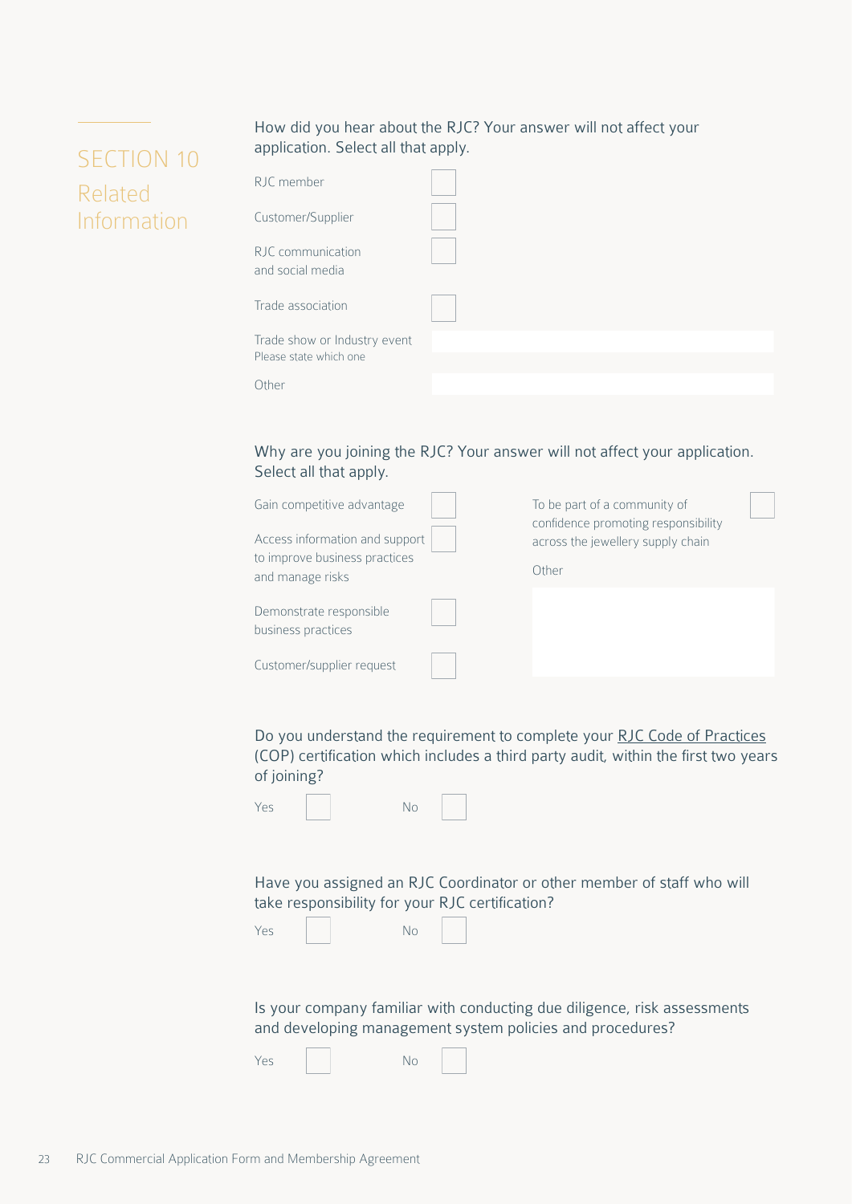# SECTION 10 Related Information

How did you hear about the RJC? Your answer will not affect your application. Select all that apply.

- RJC member ☐
- Customer/Supplier ☐
- RJC communication and social media ☐
- Trade association ☐
- Trade show or Industry event
  Please state which one ____________
- Other ____________

Why are you joining the RJC? Your answer will not affect your application. Select all that apply.

- Gain competitive advantage ☐
- Access information and support to improve business practices and manage risks ☐
- Demonstrate responsible business practices ☐
- Customer/supplier request ☐
- To be part of a community of confidence promoting responsibility across the jewellery supply chain ☐
- Other ____________

Do you understand the requirement to complete your RJC Code of Practices (COP) certification which includes a third party audit, within the first two years of joining?

Yes ☐ No ☐

Have you assigned an RJC Coordinator or other member of staff who will take responsibility for your RJC certification?

Yes ☐ No ☐

Is your company familiar with conducting due diligence, risk assessments and developing management system policies and procedures?

Yes ☐ No ☐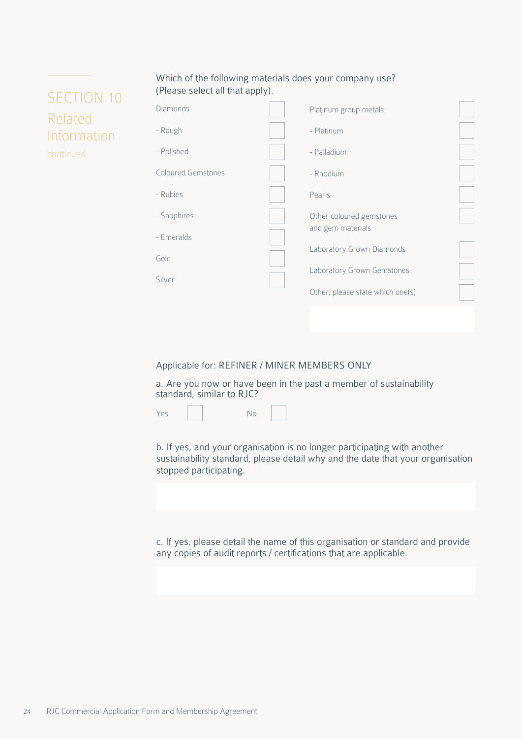## SECTION 10

## Related Information

continued

Which of the following materials does your company use?
(Please select all that apply).

- Diamonds ☐
  - Rough ☐
  - Polished ☐
- Coloured Gemstones ☐
  - Rubies ☐
  - Sapphires ☐
  - Emeralds ☐
- Gold ☐
- Silver ☐
- Platinum group metals ☐
  - Platinum ☐
  - Palladium ☐
  - Rhodium ☐
- Pearls ☐
- Other coloured gemstones and gem materials ☐
- Laboratory Grown Diamonds ☐
- Laboratory Grown Gemstones ☐
- Other, please state which one(s) ☐

Applicable for: REFINER / MINER MEMBERS ONLY

a. Are you now or have been in the past a member of sustainability standard, similar to RJC?

Yes ☐ No ☐

b. If yes, and your organisation is no longer participating with another sustainability standard, please detail why and the date that your organisation stopped participating.

c. If yes, please detail the name of this organisation or standard and provide any copies of audit reports / certifications that are applicable.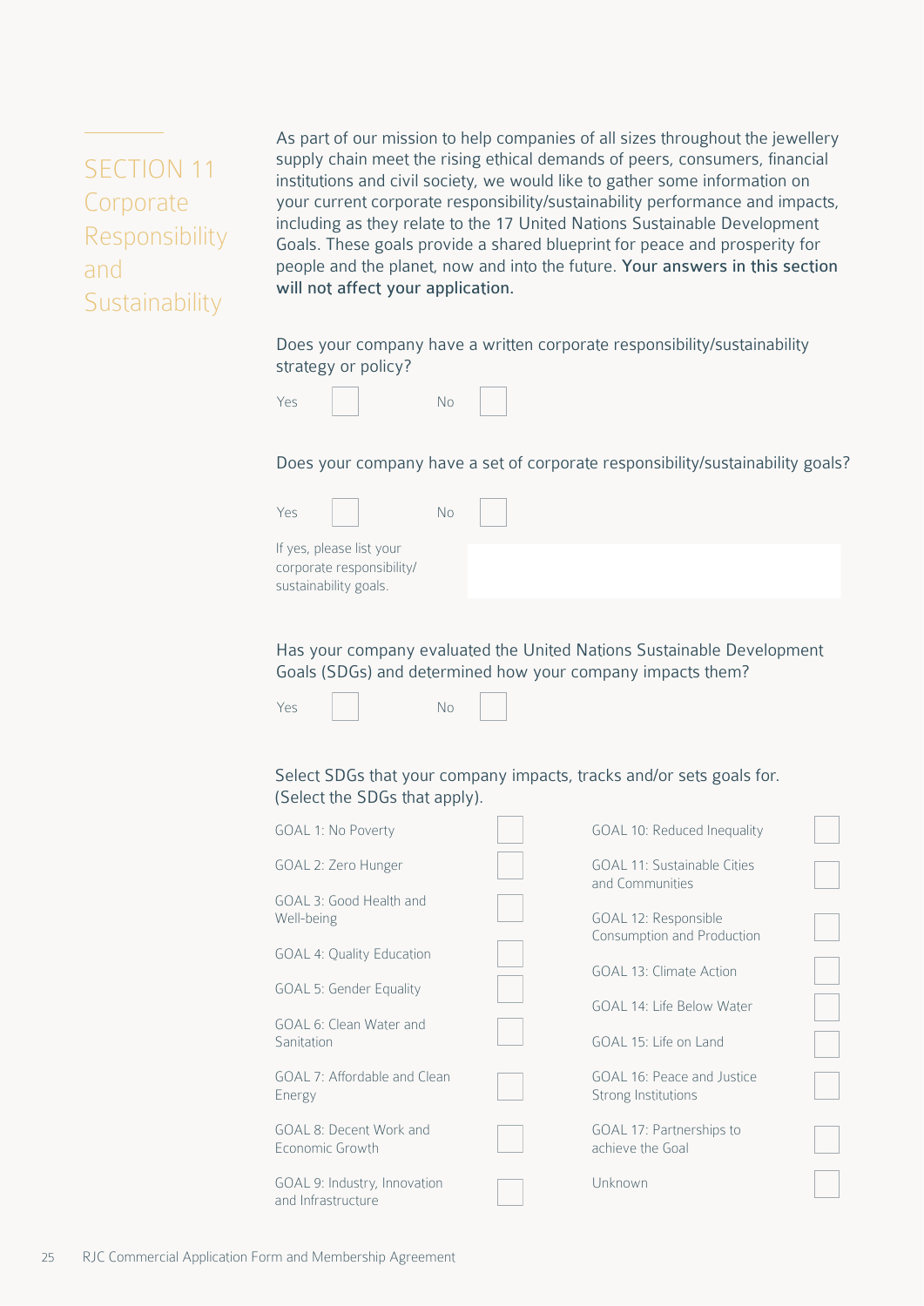# SECTION 11 Corporate Responsibility and Sustainability

As part of our mission to help companies of all sizes throughout the jewellery supply chain meet the rising ethical demands of peers, consumers, financial institutions and civil society, we would like to gather some information on your current corporate responsibility/sustainability performance and impacts, including as they relate to the 17 United Nations Sustainable Development Goals. These goals provide a shared blueprint for peace and prosperity for people and the planet, now and into the future. **Your answers in this section will not affect your application.**

Does your company have a written corporate responsibility/sustainability strategy or policy?

Yes ☐ No ☐

Does your company have a set of corporate responsibility/sustainability goals?

Yes ☐ No ☐

If yes, please list your corporate responsibility/sustainability goals.

Has your company evaluated the United Nations Sustainable Development Goals (SDGs) and determined how your company impacts them?

Yes ☐ No ☐

Select SDGs that your company impacts, tracks and/or sets goals for. (Select the SDGs that apply).

| | | | |
|---|---|---|---|
| GOAL 1: No Poverty | ☐ | GOAL 10: Reduced Inequality | ☐ |
| GOAL 2: Zero Hunger | ☐ | GOAL 11: Sustainable Cities and Communities | ☐ |
| GOAL 3: Good Health and Well-being | ☐ | GOAL 12: Responsible Consumption and Production | ☐ |
| GOAL 4: Quality Education | ☐ | GOAL 13: Climate Action | ☐ |
| GOAL 5: Gender Equality | ☐ | GOAL 14: Life Below Water | ☐ |
| GOAL 6: Clean Water and Sanitation | ☐ | GOAL 15: Life on Land | ☐ |
| GOAL 7: Affordable and Clean Energy | ☐ | GOAL 16: Peace and Justice Strong Institutions | ☐ |
| GOAL 8: Decent Work and Economic Growth | ☐ | GOAL 17: Partnerships to achieve the Goal | ☐ |
| GOAL 9: Industry, Innovation and Infrastructure | ☐ | Unknown | ☐ |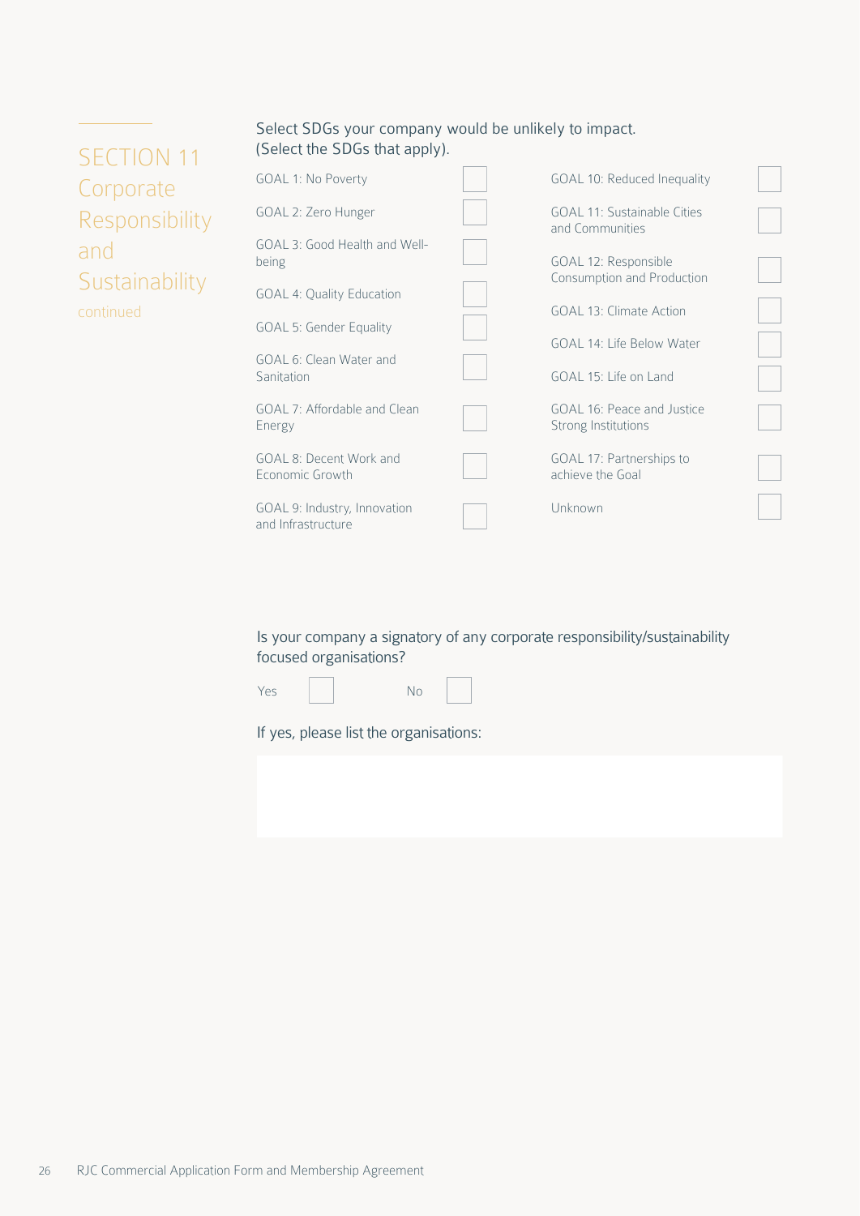# SECTION 11 Corporate Responsibility and Sustainability

continued

Select SDGs your company would be unlikely to impact.
(Select the SDGs that apply).

- [ ] GOAL 1: No Poverty
- [ ] GOAL 2: Zero Hunger
- [ ] GOAL 3: Good Health and Well-being
- [ ] GOAL 4: Quality Education
- [ ] GOAL 5: Gender Equality
- [ ] GOAL 6: Clean Water and Sanitation
- [ ] GOAL 7: Affordable and Clean Energy
- [ ] GOAL 8: Decent Work and Economic Growth
- [ ] GOAL 9: Industry, Innovation and Infrastructure
- [ ] GOAL 10: Reduced Inequality
- [ ] GOAL 11: Sustainable Cities and Communities
- [ ] GOAL 12: Responsible Consumption and Production
- [ ] GOAL 13: Climate Action
- [ ] GOAL 14: Life Below Water
- [ ] GOAL 15: Life on Land
- [ ] GOAL 16: Peace and Justice Strong Institutions
- [ ] GOAL 17: Partnerships to achieve the Goal
- [ ] Unknown

Is your company a signatory of any corporate responsibility/sustainability focused organisations?

Yes [ ] No [ ]

If yes, please list the organisations: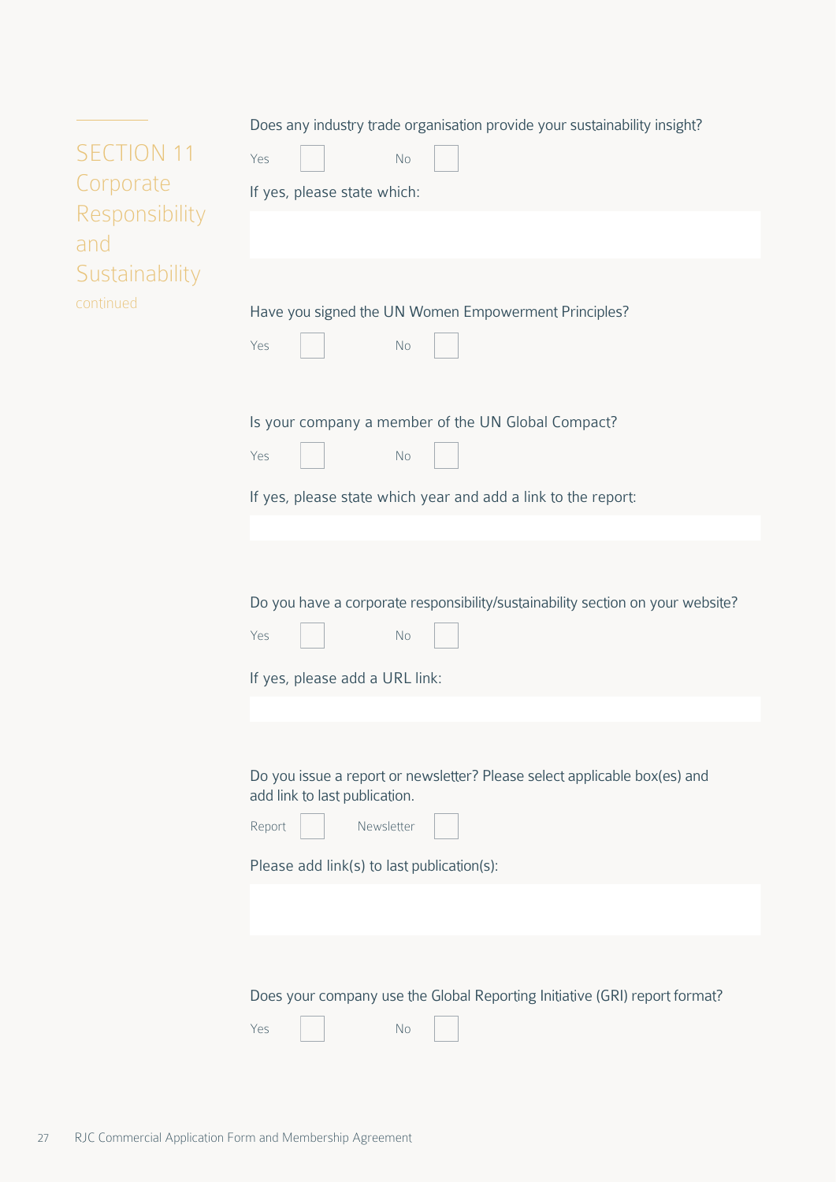## SECTION 11 Corporate Responsibility and Sustainability

continued

Does any industry trade organisation provide your sustainability insight?

Yes ☐ No ☐

If yes, please state which:

Have you signed the UN Women Empowerment Principles?

Yes ☐ No ☐

Is your company a member of the UN Global Compact?

Yes ☐ No ☐

If yes, please state which year and add a link to the report:

Do you have a corporate responsibility/sustainability section on your website?

Yes ☐ No ☐

If yes, please add a URL link:

Do you issue a report or newsletter? Please select applicable box(es) and add link to last publication.

Report ☐ Newsletter ☐

Please add link(s) to last publication(s):

Does your company use the Global Reporting Initiative (GRI) report format?

Yes ☐ No ☐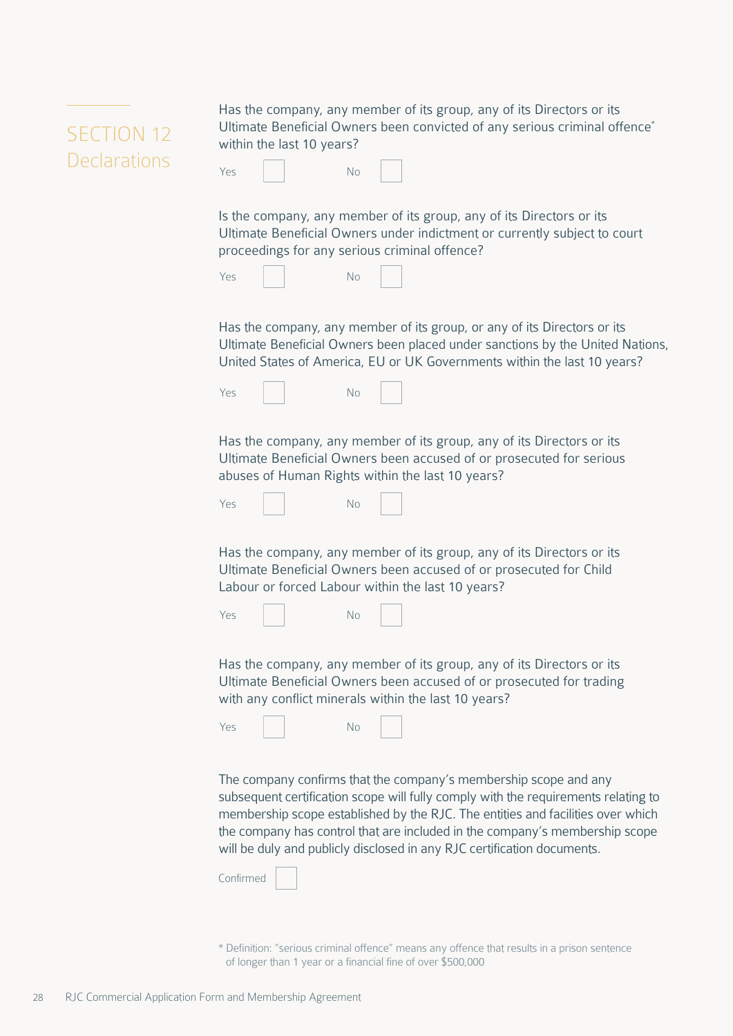## SECTION 12 Declarations

Has the company, any member of its group, any of its Directors or its Ultimate Beneficial Owners been convicted of any serious criminal offence* within the last 10 years?

Yes ☐ No ☐

Is the company, any member of its group, any of its Directors or its Ultimate Beneficial Owners under indictment or currently subject to court proceedings for any serious criminal offence?

Yes ☐ No ☐

Has the company, any member of its group, or any of its Directors or its Ultimate Beneficial Owners been placed under sanctions by the United Nations, United States of America, EU or UK Governments within the last 10 years?

Yes ☐ No ☐

Has the company, any member of its group, any of its Directors or its Ultimate Beneficial Owners been accused of or prosecuted for serious abuses of Human Rights within the last 10 years?

Yes ☐ No ☐

Has the company, any member of its group, any of its Directors or its Ultimate Beneficial Owners been accused of or prosecuted for Child Labour or forced Labour within the last 10 years?

Yes ☐ No ☐

Has the company, any member of its group, any of its Directors or its Ultimate Beneficial Owners been accused of or prosecuted for trading with any conflict minerals within the last 10 years?

Yes ☐ No ☐

The company confirms that the company's membership scope and any subsequent certification scope will fully comply with the requirements relating to membership scope established by the RJC. The entities and facilities over which the company has control that are included in the company's membership scope will be duly and publicly disclosed in any RJC certification documents.

Confirmed ☐

* Definition: "serious criminal offence" means any offence that results in a prison sentence of longer than 1 year or a financial fine of over $500,000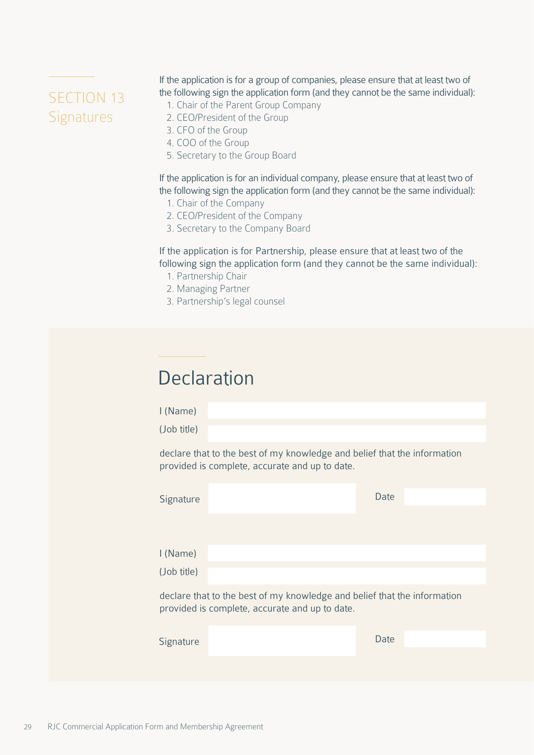## SECTION 13 Signatures

If the application is for a group of companies, please ensure that at least two of the following sign the application form (and they cannot be the same individual):

1. Chair of the Parent Group Company
2. CEO/President of the Group
3. CFO of the Group
4. COO of the Group
5. Secretary to the Group Board

If the application is for an individual company, please ensure that at least two of the following sign the application form (and they cannot be the same individual):

1. Chair of the Company
2. CEO/President of the Company
3. Secretary to the Company Board

If the application is for Partnership, please ensure that at least two of the following sign the application form (and they cannot be the same individual):

1. Partnership Chair
2. Managing Partner
3. Partnership's legal counsel

## Declaration

I (Name)

(Job title)

declare that to the best of my knowledge and belief that the information provided is complete, accurate and up to date.

Signature

Date

I (Name)

(Job title)

declare that to the best of my knowledge and belief that the information provided is complete, accurate and up to date.

Signature

Date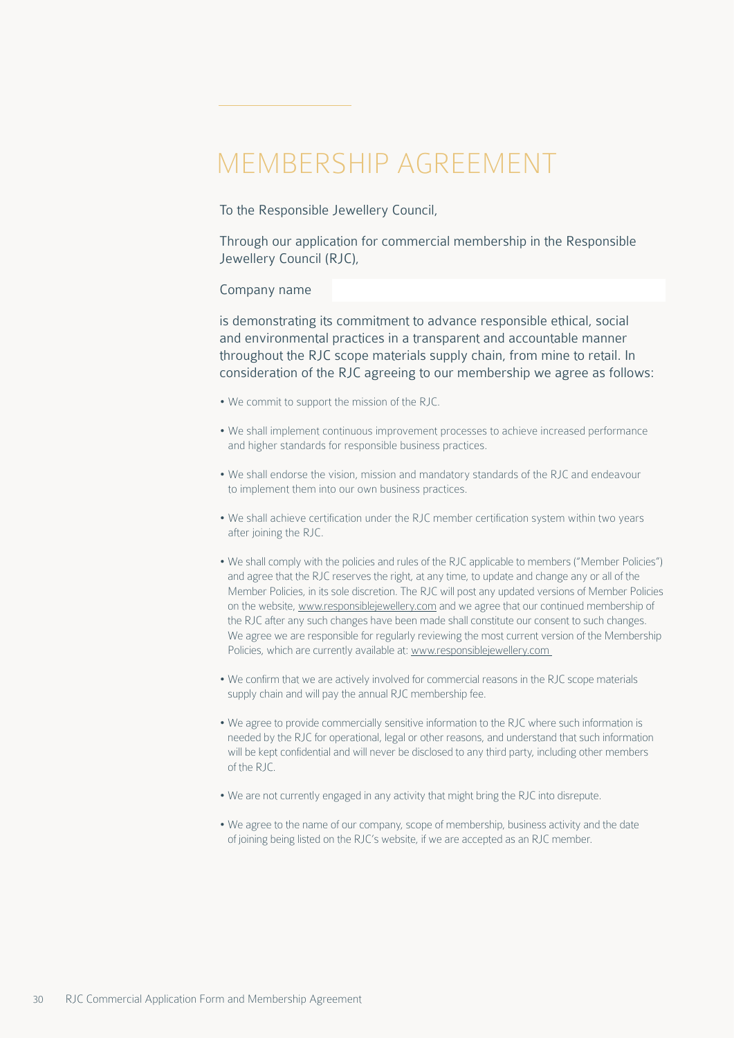# MEMBERSHIP AGREEMENT

To the Responsible Jewellery Council,

Through our application for commercial membership in the Responsible Jewellery Council (RJC),

Company name

is demonstrating its commitment to advance responsible ethical, social and environmental practices in a transparent and accountable manner throughout the RJC scope materials supply chain, from mine to retail. In consideration of the RJC agreeing to our membership we agree as follows:

- We commit to support the mission of the RJC.
- We shall implement continuous improvement processes to achieve increased performance and higher standards for responsible business practices.
- We shall endorse the vision, mission and mandatory standards of the RJC and endeavour to implement them into our own business practices.
- We shall achieve certification under the RJC member certification system within two years after joining the RJC.
- We shall comply with the policies and rules of the RJC applicable to members ("Member Policies") and agree that the RJC reserves the right, at any time, to update and change any or all of the Member Policies, in its sole discretion. The RJC will post any updated versions of Member Policies on the website, www.responsiblejewellery.com and we agree that our continued membership of the RJC after any such changes have been made shall constitute our consent to such changes. We agree we are responsible for regularly reviewing the most current version of the Membership Policies, which are currently available at: www.responsiblejewellery.com
- We confirm that we are actively involved for commercial reasons in the RJC scope materials supply chain and will pay the annual RJC membership fee.
- We agree to provide commercially sensitive information to the RJC where such information is needed by the RJC for operational, legal or other reasons, and understand that such information will be kept confidential and will never be disclosed to any third party, including other members of the RJC.
- We are not currently engaged in any activity that might bring the RJC into disrepute.
- We agree to the name of our company, scope of membership, business activity and the date of joining being listed on the RJC's website, if we are accepted as an RJC member.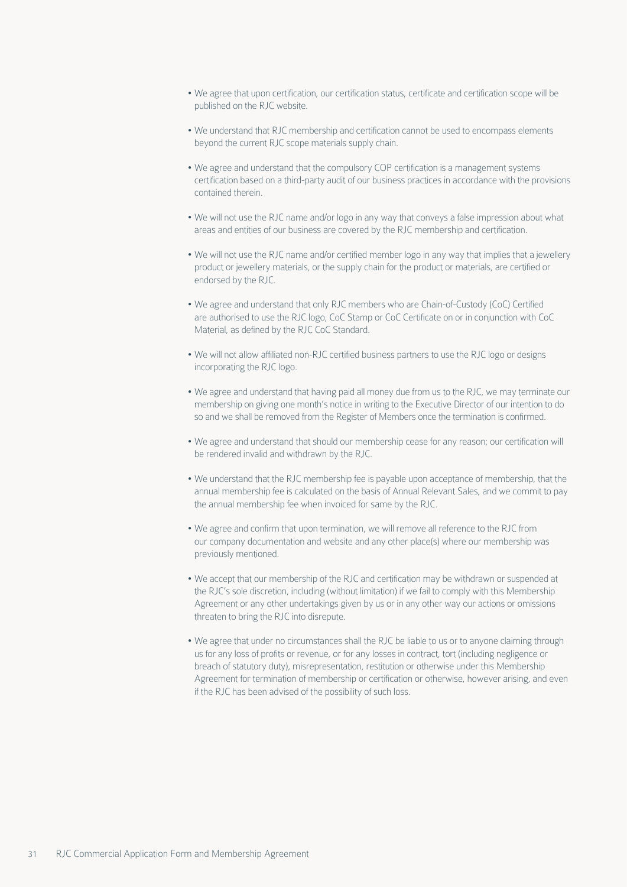- We agree that upon certification, our certification status, certificate and certification scope will be published on the RJC website.
- We understand that RJC membership and certification cannot be used to encompass elements beyond the current RJC scope materials supply chain.
- We agree and understand that the compulsory COP certification is a management systems certification based on a third-party audit of our business practices in accordance with the provisions contained therein.
- We will not use the RJC name and/or logo in any way that conveys a false impression about what areas and entities of our business are covered by the RJC membership and certification.
- We will not use the RJC name and/or certified member logo in any way that implies that a jewellery product or jewellery materials, or the supply chain for the product or materials, are certified or endorsed by the RJC.
- We agree and understand that only RJC members who are Chain-of-Custody (CoC) Certified are authorised to use the RJC logo, CoC Stamp or CoC Certificate on or in conjunction with CoC Material, as defined by the RJC CoC Standard.
- We will not allow affiliated non-RJC certified business partners to use the RJC logo or designs incorporating the RJC logo.
- We agree and understand that having paid all money due from us to the RJC, we may terminate our membership on giving one month's notice in writing to the Executive Director of our intention to do so and we shall be removed from the Register of Members once the termination is confirmed.
- We agree and understand that should our membership cease for any reason; our certification will be rendered invalid and withdrawn by the RJC.
- We understand that the RJC membership fee is payable upon acceptance of membership, that the annual membership fee is calculated on the basis of Annual Relevant Sales, and we commit to pay the annual membership fee when invoiced for same by the RJC.
- We agree and confirm that upon termination, we will remove all reference to the RJC from our company documentation and website and any other place(s) where our membership was previously mentioned.
- We accept that our membership of the RJC and certification may be withdrawn or suspended at the RJC's sole discretion, including (without limitation) if we fail to comply with this Membership Agreement or any other undertakings given by us or in any other way our actions or omissions threaten to bring the RJC into disrepute.
- We agree that under no circumstances shall the RJC be liable to us or to anyone claiming through us for any loss of profits or revenue, or for any losses in contract, tort (including negligence or breach of statutory duty), misrepresentation, restitution or otherwise under this Membership Agreement for termination of membership or certification or otherwise, however arising, and even if the RJC has been advised of the possibility of such loss.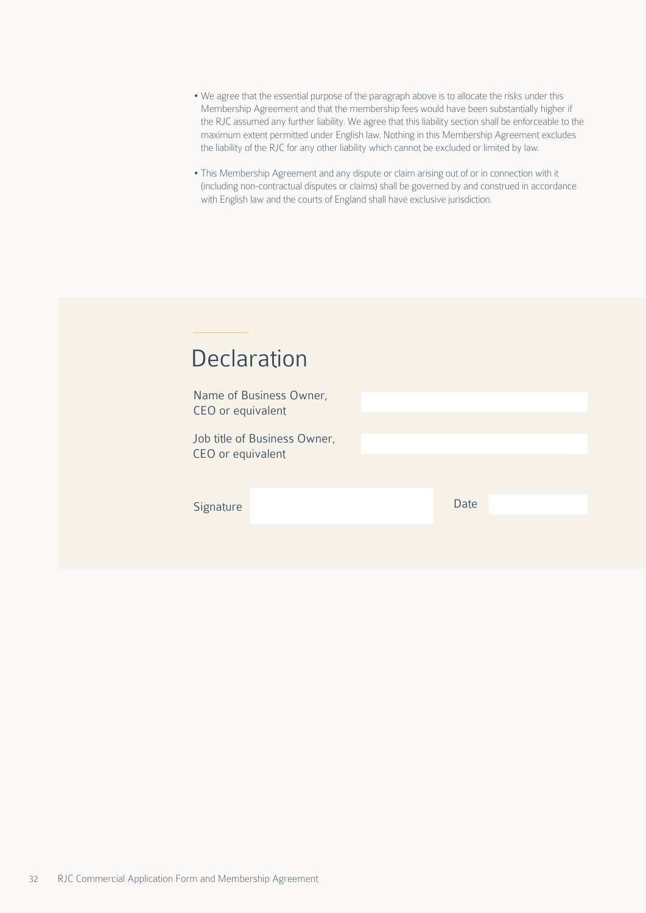- We agree that the essential purpose of the paragraph above is to allocate the risks under this Membership Agreement and that the membership fees would have been substantially higher if the RJC assumed any further liability. We agree that this liability section shall be enforceable to the maximum extent permitted under English law. Nothing in this Membership Agreement excludes the liability of the RJC for any other liability which cannot be excluded or limited by law.
- This Membership Agreement and any dispute or claim arising out of or in connection with it (including non-contractual disputes or claims) shall be governed by and construed in accordance with English law and the courts of England shall have exclusive jurisdiction.

## Declaration

| Name of Business Owner, CEO or equivalent | |
| --- | --- |
| Job title of Business Owner, CEO or equivalent | |

| Signature | | Date | |
| --- | --- | --- | --- |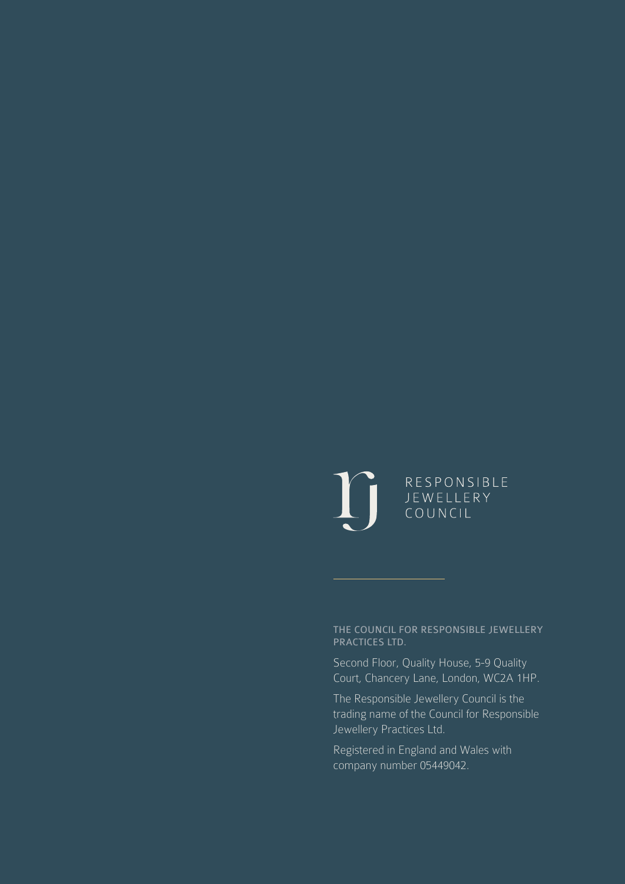RESPONSIBLE
JEWELLERY
COUNCIL

THE COUNCIL FOR RESPONSIBLE JEWELLERY PRACTICES LTD.

Second Floor, Quality House, 5-9 Quality Court, Chancery Lane, London, WC2A 1HP.

The Responsible Jewellery Council is the trading name of the Council for Responsible Jewellery Practices Ltd.

Registered in England and Wales with company number 05449042.